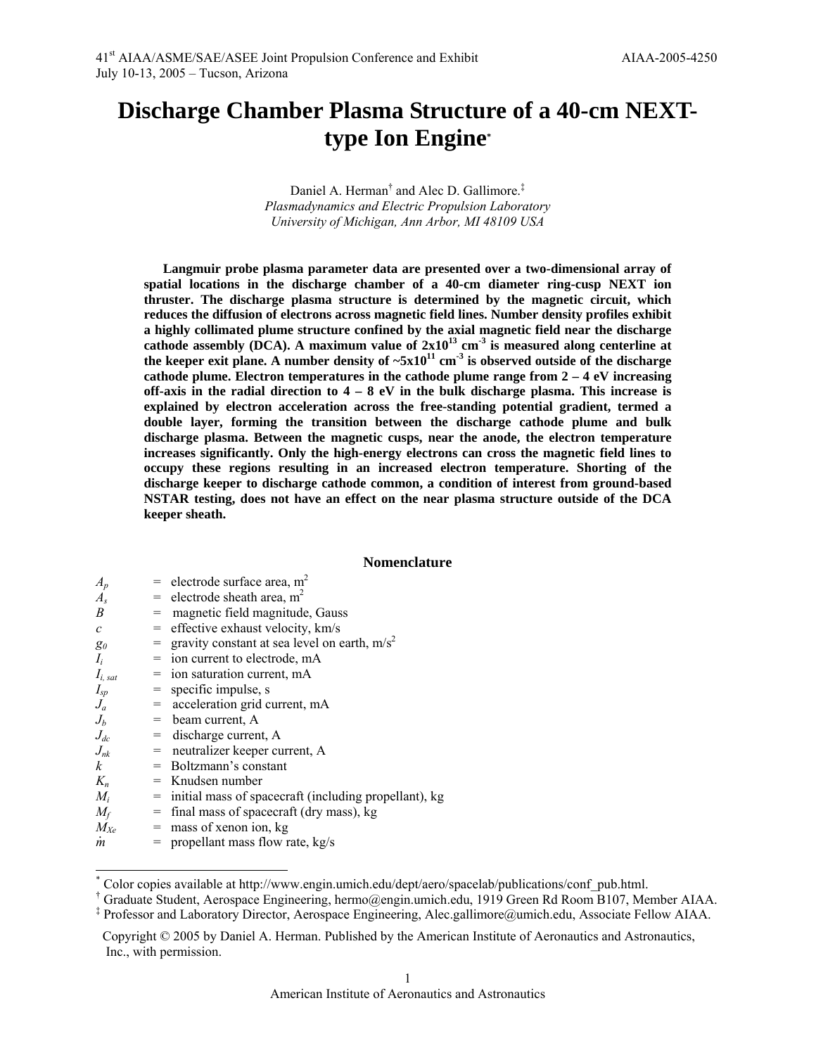# Discharge Chamber Plasma Structure of a 40-cm NEXT-type Ion Engine*

Daniel A. Herman† and Alec D. Gallimore.‡

*Plasmadynamics and Electric Propulsion Laboratory*
*University of Michigan, Ann Arbor, MI 48109 USA*

**Langmuir probe plasma parameter data are presented over a two-dimensional array of spatial locations in the discharge chamber of a 40-cm diameter ring-cusp NEXT ion thruster. The discharge plasma structure is determined by the magnetic circuit, which reduces the diffusion of electrons across magnetic field lines. Number density profiles exhibit a highly collimated plume structure confined by the axial magnetic field near the discharge cathode assembly (DCA). A maximum value of $2\text{x}10^{13}$ $\text{cm}^{-3}$ is measured along centerline at the keeper exit plane. A number density of ~$5\text{x}10^{11}$ $\text{cm}^{-3}$ is observed outside of the discharge cathode plume. Electron temperatures in the cathode plume range from 2 – 4 eV increasing off-axis in the radial direction to 4 – 8 eV in the bulk discharge plasma. This increase is explained by electron acceleration across the free-standing potential gradient, termed a double layer, forming the transition between the discharge cathode plume and bulk discharge plasma. Between the magnetic cusps, near the anode, the electron temperature increases significantly. Only the high-energy electrons can cross the magnetic field lines to occupy these regions resulting in an increased electron temperature. Shorting of the discharge keeper to discharge cathode common, a condition of interest from ground-based NSTAR testing, does not have an effect on the near plasma structure outside of the DCA keeper sheath.**

## Nomenclature

| | | |
|---|---|---|
| $A_p$ | = | electrode surface area, $m^2$ |
| $A_s$ | = | electrode sheath area, $m^2$ |
| $B$ | = | magnetic field magnitude, Gauss |
| $c$ | = | effective exhaust velocity, km/s |
| $g_0$ | = | gravity constant at sea level on earth, $m/s^2$ |
| $I_i$ | = | ion current to electrode, mA |
| $I_{i,\,sat}$ | = | ion saturation current, mA |
| $I_{sp}$ | = | specific impulse, s |
| $J_a$ | = | acceleration grid current, mA |
| $J_b$ | = | beam current, A |
| $J_{dc}$ | = | discharge current, A |
| $J_{nk}$ | = | neutralizer keeper current, A |
| $k$ | = | Boltzmann's constant |
| $K_n$ | = | Knudsen number |
| $M_i$ | = | initial mass of spacecraft (including propellant), kg |
| $M_f$ | = | final mass of spacecraft (dry mass), kg |
| $M_{Xe}$ | = | mass of xenon ion, kg |
| $\dot{m}$ | = | propellant mass flow rate, kg/s |

---

\* Color copies available at http://www.engin.umich.edu/dept/aero/spacelab/publications/conf_pub.html.
† Graduate Student, Aerospace Engineering, hermo@engin.umich.edu, 1919 Green Rd Room B107, Member AIAA.
‡ Professor and Laboratory Director, Aerospace Engineering, Alec.gallimore@umich.edu, Associate Fellow AIAA.

Copyright © 2005 by Daniel A. Herman. Published by the American Institute of Aeronautics and Astronautics, Inc., with permission.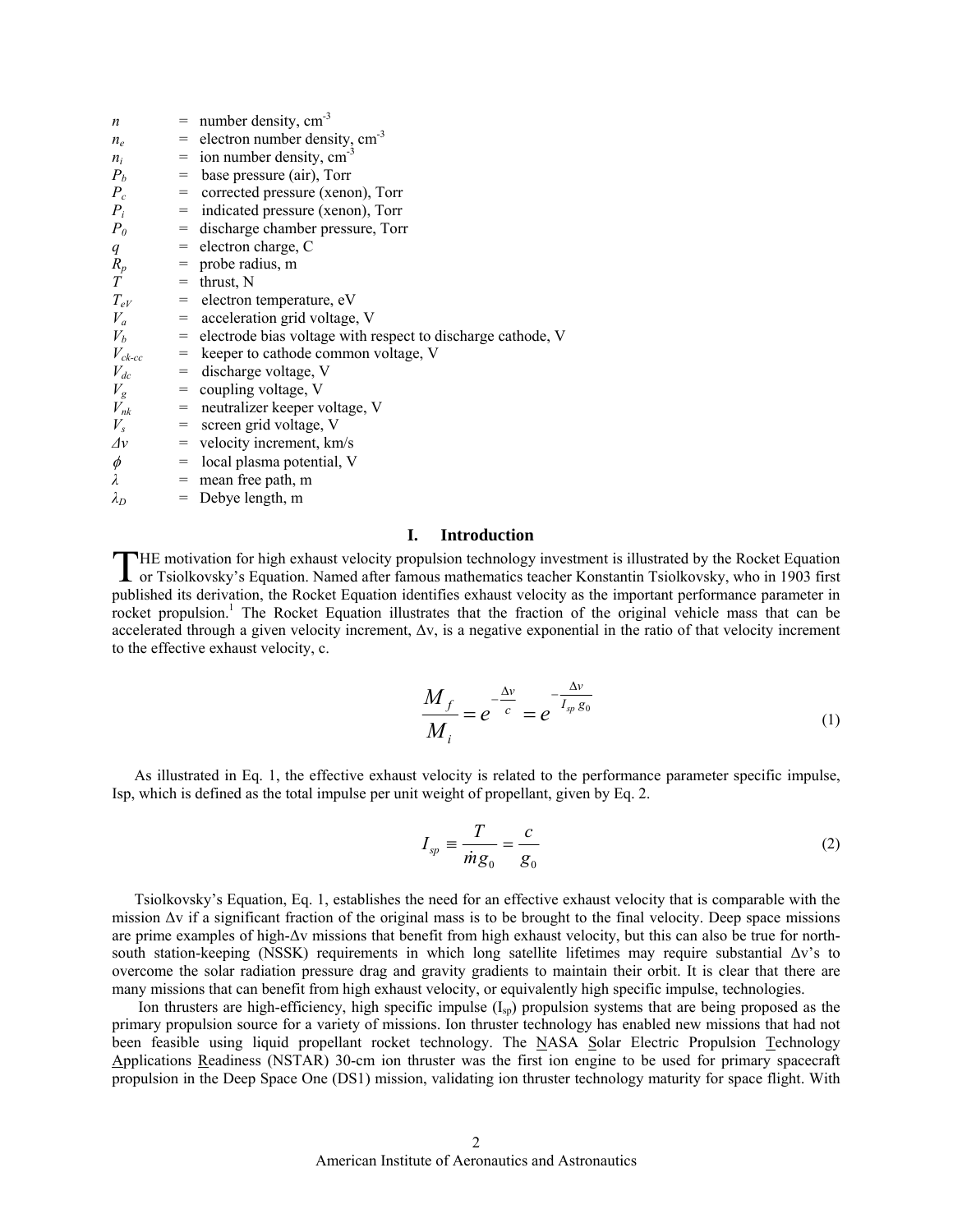$n$ = number density, cm$^{-3}$
$n_e$ = electron number density, cm$^{-3}$
$n_i$ = ion number density, cm$^{-3}$
$P_b$ = base pressure (air), Torr
$P_c$ = corrected pressure (xenon), Torr
$P_i$ = indicated pressure (xenon), Torr
$P_0$ = discharge chamber pressure, Torr
$q$ = electron charge, C
$R_p$ = probe radius, m
$T$ = thrust, N
$T_{eV}$ = electron temperature, eV
$V_a$ = acceleration grid voltage, V
$V_b$ = electrode bias voltage with respect to discharge cathode, V
$V_{ck\text{-}cc}$ = keeper to cathode common voltage, V
$V_{dc}$ = discharge voltage, V
$V_g$ = coupling voltage, V
$V_{nk}$ = neutralizer keeper voltage, V
$V_s$ = screen grid voltage, V
$\Delta v$ = velocity increment, km/s
$\phi$ = local plasma potential, V
$\lambda$ = mean free path, m
$\lambda_D$ = Debye length, m

## I. Introduction

THE motivation for high exhaust velocity propulsion technology investment is illustrated by the Rocket Equation or Tsiolkovsky's Equation. Named after famous mathematics teacher Konstantin Tsiolkovsky, who in 1903 first published its derivation, the Rocket Equation identifies exhaust velocity as the important performance parameter in rocket propulsion.[1] The Rocket Equation illustrates that the fraction of the original vehicle mass that can be accelerated through a given velocity increment, Δv, is a negative exponential in the ratio of that velocity increment to the effective exhaust velocity, c.

$$\frac{M_f}{M_i} = e^{-\frac{\Delta v}{c}} = e^{-\frac{\Delta v}{I_{sp} g_0}} \tag{1}$$

As illustrated in Eq. 1, the effective exhaust velocity is related to the performance parameter specific impulse, Isp, which is defined as the total impulse per unit weight of propellant, given by Eq. 2.

$$I_{sp} \equiv \frac{T}{\dot{m} g_0} = \frac{c}{g_0} \tag{2}$$

Tsiolkovsky's Equation, Eq. 1, establishes the need for an effective exhaust velocity that is comparable with the mission Δv if a significant fraction of the original mass is to be brought to the final velocity. Deep space missions are prime examples of high-Δv missions that benefit from high exhaust velocity, but this can also be true for north-south station-keeping (NSSK) requirements in which long satellite lifetimes may require substantial Δv's to overcome the solar radiation pressure drag and gravity gradients to maintain their orbit. It is clear that there are many missions that can benefit from high exhaust velocity, or equivalently high specific impulse, technologies.

Ion thrusters are high-efficiency, high specific impulse ($I_{sp}$) propulsion systems that are being proposed as the primary propulsion source for a variety of missions. Ion thruster technology has enabled new missions that had not been feasible using liquid propellant rocket technology. The NASA Solar Electric Propulsion Technology Applications Readiness (NSTAR) 30-cm ion thruster was the first ion engine to be used for primary spacecraft propulsion in the Deep Space One (DS1) mission, validating ion thruster technology maturity for space flight. With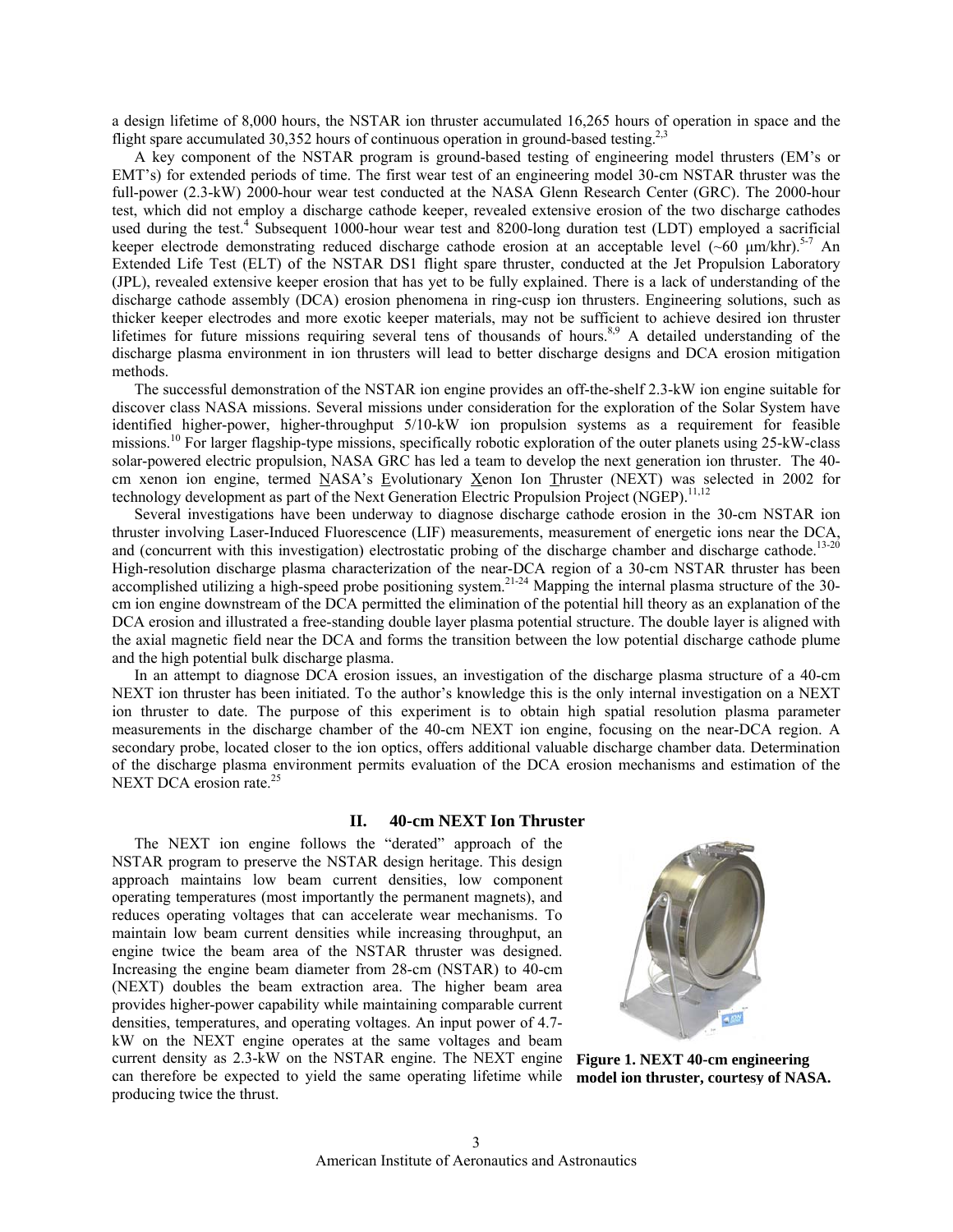a design lifetime of 8,000 hours, the NSTAR ion thruster accumulated 16,265 hours of operation in space and the flight spare accumulated 30,352 hours of continuous operation in ground-based testing.[2,3]

A key component of the NSTAR program is ground-based testing of engineering model thrusters (EM's or EMT's) for extended periods of time. The first wear test of an engineering model 30-cm NSTAR thruster was the full-power (2.3-kW) 2000-hour wear test conducted at the NASA Glenn Research Center (GRC). The 2000-hour test, which did not employ a discharge cathode keeper, revealed extensive erosion of the two discharge cathodes used during the test.[4] Subsequent 1000-hour wear test and 8200-long duration test (LDT) employed a sacrificial keeper electrode demonstrating reduced discharge cathode erosion at an acceptable level (~60 μm/khr).[5-7] An Extended Life Test (ELT) of the NSTAR DS1 flight spare thruster, conducted at the Jet Propulsion Laboratory (JPL), revealed extensive keeper erosion that has yet to be fully explained. There is a lack of understanding of the discharge cathode assembly (DCA) erosion phenomena in ring-cusp ion thrusters. Engineering solutions, such as thicker keeper electrodes and more exotic keeper materials, may not be sufficient to achieve desired ion thruster lifetimes for future missions requiring several tens of thousands of hours.[8,9] A detailed understanding of the discharge plasma environment in ion thrusters will lead to better discharge designs and DCA erosion mitigation methods.

The successful demonstration of the NSTAR ion engine provides an off-the-shelf 2.3-kW ion engine suitable for discover class NASA missions. Several missions under consideration for the exploration of the Solar System have identified higher-power, higher-throughput 5/10-kW ion propulsion systems as a requirement for feasible missions.[10] For larger flagship-type missions, specifically robotic exploration of the outer planets using 25-kW-class solar-powered electric propulsion, NASA GRC has led a team to develop the next generation ion thruster. The 40-cm xenon ion engine, termed NASA's Evolutionary Xenon Ion Thruster (NEXT) was selected in 2002 for technology development as part of the Next Generation Electric Propulsion Project (NGEP).[11,12]

Several investigations have been underway to diagnose discharge cathode erosion in the 30-cm NSTAR ion thruster involving Laser-Induced Fluorescence (LIF) measurements, measurement of energetic ions near the DCA, and (concurrent with this investigation) electrostatic probing of the discharge chamber and discharge cathode.[13-20] High-resolution discharge plasma characterization of the near-DCA region of a 30-cm NSTAR thruster has been accomplished utilizing a high-speed probe positioning system.[21-24] Mapping the internal plasma structure of the 30-cm ion engine downstream of the DCA permitted the elimination of the potential hill theory as an explanation of the DCA erosion and illustrated a free-standing double layer plasma potential structure. The double layer is aligned with the axial magnetic field near the DCA and forms the transition between the low potential discharge cathode plume and the high potential bulk discharge plasma.

In an attempt to diagnose DCA erosion issues, an investigation of the discharge plasma structure of a 40-cm NEXT ion thruster has been initiated. To the author's knowledge this is the only internal investigation on a NEXT ion thruster to date. The purpose of this experiment is to obtain high spatial resolution plasma parameter measurements in the discharge chamber of the 40-cm NEXT ion engine, focusing on the near-DCA region. A secondary probe, located closer to the ion optics, offers additional valuable discharge chamber data. Determination of the discharge plasma environment permits evaluation of the DCA erosion mechanisms and estimation of the NEXT DCA erosion rate.[25]

## II. 40-cm NEXT Ion Thruster

The NEXT ion engine follows the "derated" approach of the NSTAR program to preserve the NSTAR design heritage. This design approach maintains low beam current densities, low component operating temperatures (most importantly the permanent magnets), and reduces operating voltages that can accelerate wear mechanisms. To maintain low beam current densities while increasing throughput, an engine twice the beam area of the NSTAR thruster was designed. Increasing the engine beam diameter from 28-cm (NSTAR) to 40-cm (NEXT) doubles the beam extraction area. The higher beam area provides higher-power capability while maintaining comparable current densities, temperatures, and operating voltages. An input power of 4.7-kW on the NEXT engine operates at the same voltages and beam current density as 2.3-kW on the NSTAR engine. The NEXT engine can therefore be expected to yield the same operating lifetime while producing twice the thrust.

**Figure 1. NEXT 40-cm engineering model ion thruster, courtesy of NASA.**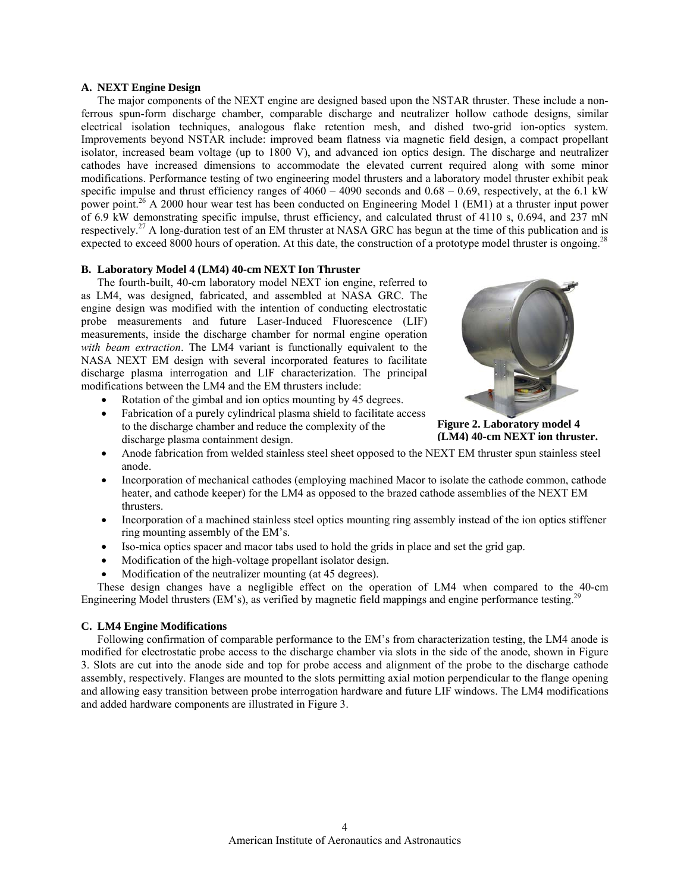### A. NEXT Engine Design

The major components of the NEXT engine are designed based upon the NSTAR thruster. These include a non-ferrous spun-form discharge chamber, comparable discharge and neutralizer hollow cathode designs, similar electrical isolation techniques, analogous flake retention mesh, and dished two-grid ion-optics system. Improvements beyond NSTAR include: improved beam flatness via magnetic field design, a compact propellant isolator, increased beam voltage (up to 1800 V), and advanced ion optics design. The discharge and neutralizer cathodes have increased dimensions to accommodate the elevated current required along with some minor modifications. Performance testing of two engineering model thrusters and a laboratory model thruster exhibit peak specific impulse and thrust efficiency ranges of 4060 – 4090 seconds and 0.68 – 0.69, respectively, at the 6.1 kW power point.[26] A 2000 hour wear test has been conducted on Engineering Model 1 (EM1) at a thruster input power of 6.9 kW demonstrating specific impulse, thrust efficiency, and calculated thrust of 4110 s, 0.694, and 237 mN respectively.[27] A long-duration test of an EM thruster at NASA GRC has begun at the time of this publication and is expected to exceed 8000 hours of operation. At this date, the construction of a prototype model thruster is ongoing.[28]

### B. Laboratory Model 4 (LM4) 40-cm NEXT Ion Thruster

The fourth-built, 40-cm laboratory model NEXT ion engine, referred to as LM4, was designed, fabricated, and assembled at NASA GRC. The engine design was modified with the intention of conducting electrostatic probe measurements and future Laser-Induced Fluorescence (LIF) measurements, inside the discharge chamber for normal engine operation *with beam extraction*. The LM4 variant is functionally equivalent to the NASA NEXT EM design with several incorporated features to facilitate discharge plasma interrogation and LIF characterization. The principal modifications between the LM4 and the EM thrusters include:

- Rotation of the gimbal and ion optics mounting by 45 degrees.
- Fabrication of a purely cylindrical plasma shield to facilitate access to the discharge chamber and reduce the complexity of the discharge plasma containment design.
- Anode fabrication from welded stainless steel sheet opposed to the NEXT EM thruster spun stainless steel anode.
- Incorporation of mechanical cathodes (employing machined Macor to isolate the cathode common, cathode heater, and cathode keeper) for the LM4 as opposed to the brazed cathode assemblies of the NEXT EM thrusters.
- Incorporation of a machined stainless steel optics mounting ring assembly instead of the ion optics stiffener ring mounting assembly of the EM's.
- Iso-mica optics spacer and macor tabs used to hold the grids in place and set the grid gap.
- Modification of the high-voltage propellant isolator design.
- Modification of the neutralizer mounting (at 45 degrees).

**Figure 2. Laboratory model 4 (LM4) 40-cm NEXT ion thruster.**

These design changes have a negligible effect on the operation of LM4 when compared to the 40-cm Engineering Model thrusters (EM's), as verified by magnetic field mappings and engine performance testing.[29]

### C. LM4 Engine Modifications

Following confirmation of comparable performance to the EM's from characterization testing, the LM4 anode is modified for electrostatic probe access to the discharge chamber via slots in the side of the anode, shown in Figure 3. Slots are cut into the anode side and top for probe access and alignment of the probe to the discharge cathode assembly, respectively. Flanges are mounted to the slots permitting axial motion perpendicular to the flange opening and allowing easy transition between probe interrogation hardware and future LIF windows. The LM4 modifications and added hardware components are illustrated in Figure 3.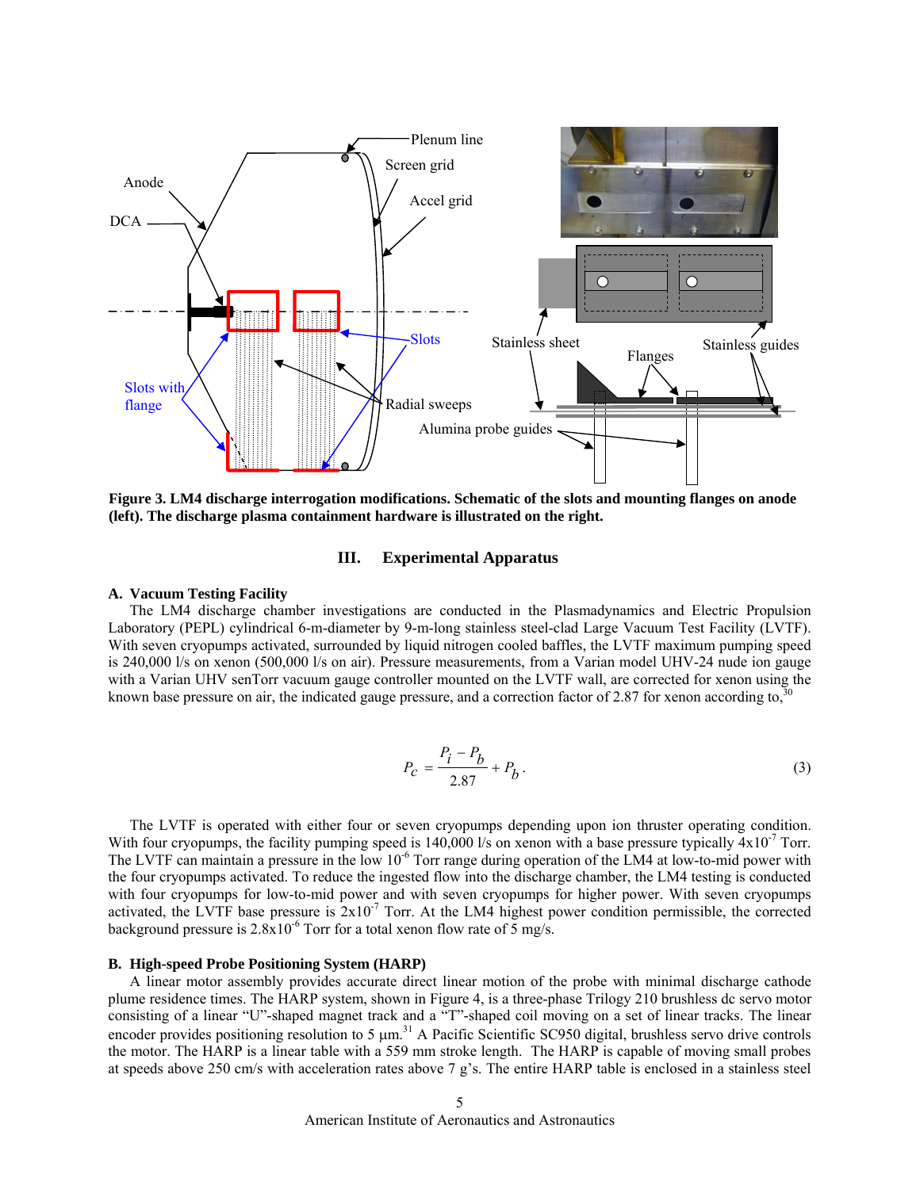**Figure 3. LM4 discharge interrogation modifications. Schematic of the slots and mounting flanges on anode (left). The discharge plasma containment hardware is illustrated on the right.**

## III. Experimental Apparatus

### A. Vacuum Testing Facility

The LM4 discharge chamber investigations are conducted in the Plasmadynamics and Electric Propulsion Laboratory (PEPL) cylindrical 6-m-diameter by 9-m-long stainless steel-clad Large Vacuum Test Facility (LVTF). With seven cryopumps activated, surrounded by liquid nitrogen cooled baffles, the LVTF maximum pumping speed is 240,000 l/s on xenon (500,000 l/s on air). Pressure measurements, from a Varian model UHV-24 nude ion gauge with a Varian UHV senTorr vacuum gauge controller mounted on the LVTF wall, are corrected for xenon using the known base pressure on air, the indicated gauge pressure, and a correction factor of 2.87 for xenon according to,[30]

$$P_c = \frac{P_i - P_b}{2.87} + P_b . \tag{3}$$

The LVTF is operated with either four or seven cryopumps depending upon ion thruster operating condition. With four cryopumps, the facility pumping speed is 140,000 l/s on xenon with a base pressure typically $4\times10^{-7}$ Torr. The LVTF can maintain a pressure in the low $10^{-6}$ Torr range during operation of the LM4 at low-to-mid power with the four cryopumps activated. To reduce the ingested flow into the discharge chamber, the LM4 testing is conducted with four cryopumps for low-to-mid power and with seven cryopumps for higher power. With seven cryopumps activated, the LVTF base pressure is $2\times10^{-7}$ Torr. At the LM4 highest power condition permissible, the corrected background pressure is $2.8\times10^{-6}$ Torr for a total xenon flow rate of 5 mg/s.

### B. High-speed Probe Positioning System (HARP)

A linear motor assembly provides accurate direct linear motion of the probe with minimal discharge cathode plume residence times. The HARP system, shown in Figure 4, is a three-phase Trilogy 210 brushless dc servo motor consisting of a linear "U"-shaped magnet track and a "T"-shaped coil moving on a set of linear tracks. The linear encoder provides positioning resolution to 5 µm.[31] A Pacific Scientific SC950 digital, brushless servo drive controls the motor. The HARP is a linear table with a 559 mm stroke length. The HARP is capable of moving small probes at speeds above 250 cm/s with acceleration rates above 7 g's. The entire HARP table is enclosed in a stainless steel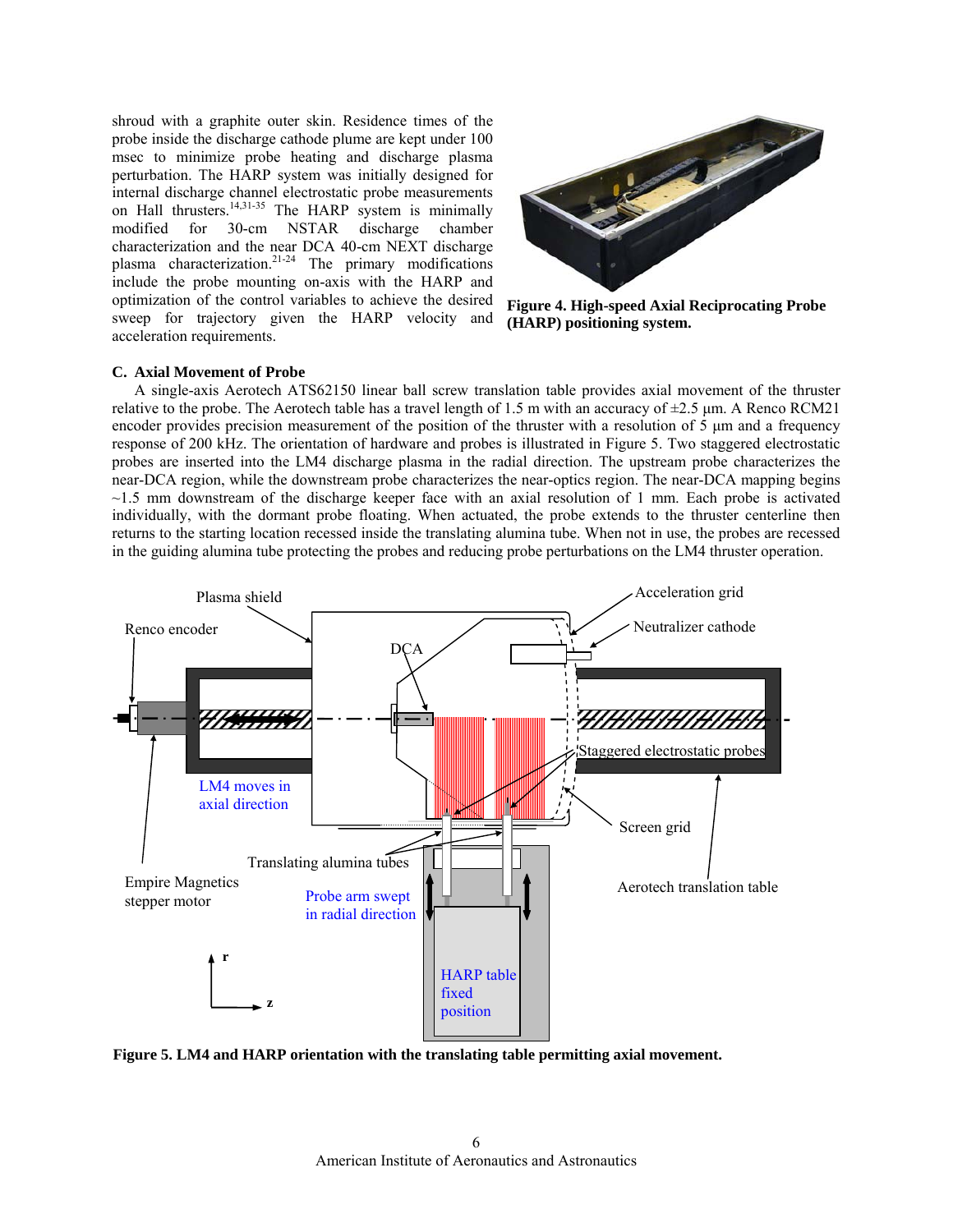shroud with a graphite outer skin. Residence times of the probe inside the discharge cathode plume are kept under 100 msec to minimize probe heating and discharge plasma perturbation. The HARP system was initially designed for internal discharge channel electrostatic probe measurements on Hall thrusters.[14,31-35] The HARP system is minimally modified for 30-cm NSTAR discharge chamber characterization and the near DCA 40-cm NEXT discharge plasma characterization.[21-24] The primary modifications include the probe mounting on-axis with the HARP and optimization of the control variables to achieve the desired sweep for trajectory given the HARP velocity and acceleration requirements.

**Figure 4. High-speed Axial Reciprocating Probe (HARP) positioning system.**

### C. Axial Movement of Probe

A single-axis Aerotech ATS62150 linear ball screw translation table provides axial movement of the thruster relative to the probe. The Aerotech table has a travel length of 1.5 m with an accuracy of ±2.5 µm. A Renco RCM21 encoder provides precision measurement of the position of the thruster with a resolution of 5 µm and a frequency response of 200 kHz. The orientation of hardware and probes is illustrated in Figure 5. Two staggered electrostatic probes are inserted into the LM4 discharge plasma in the radial direction. The upstream probe characterizes the near-DCA region, while the downstream probe characterizes the near-optics region. The near-DCA mapping begins ~1.5 mm downstream of the discharge keeper face with an axial resolution of 1 mm. Each probe is activated individually, with the dormant probe floating. When actuated, the probe extends to the thruster centerline then returns to the starting location recessed inside the translating alumina tube. When not in use, the probes are recessed in the guiding alumina tube protecting the probes and reducing probe perturbations on the LM4 thruster operation.

**Figure 5. LM4 and HARP orientation with the translating table permitting axial movement.**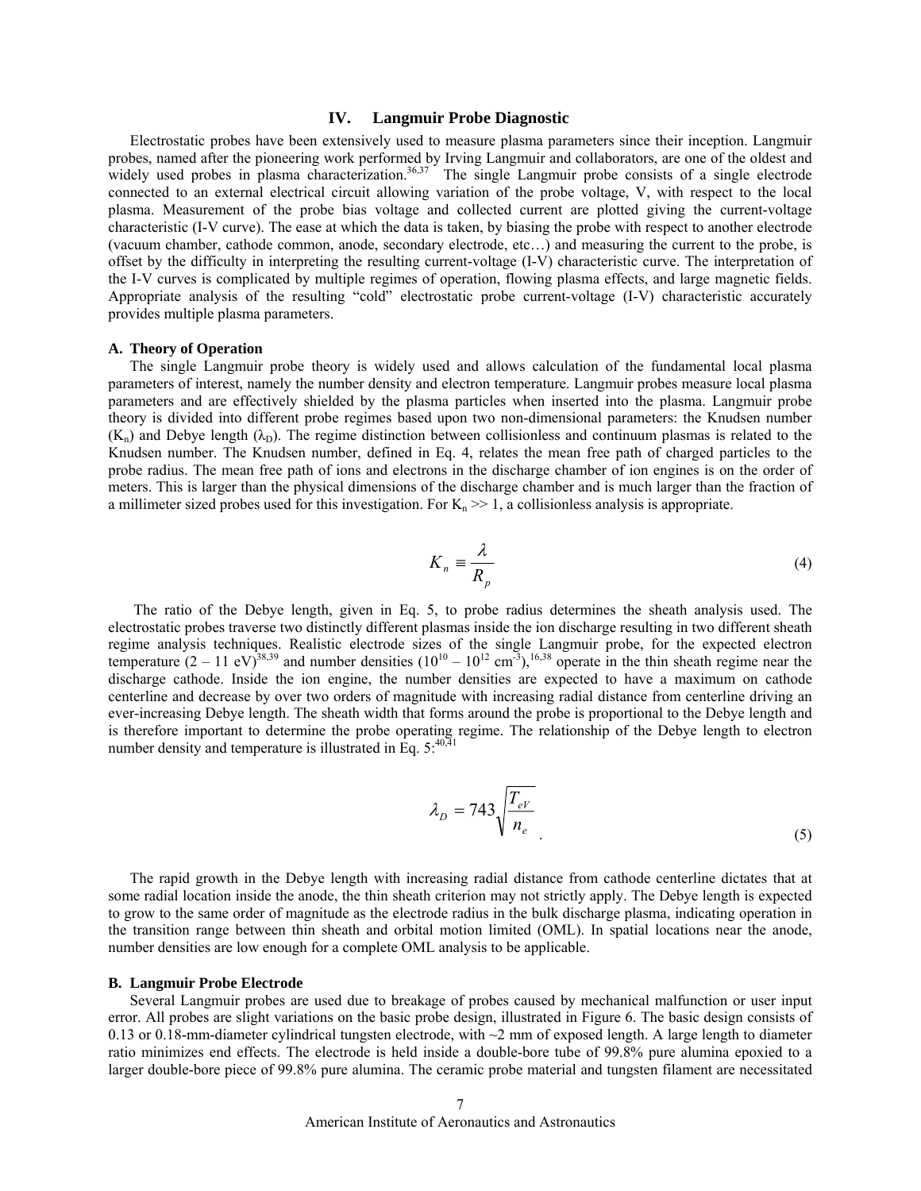## IV. Langmuir Probe Diagnostic

Electrostatic probes have been extensively used to measure plasma parameters since their inception. Langmuir probes, named after the pioneering work performed by Irving Langmuir and collaborators, are one of the oldest and widely used probes in plasma characterization.[36,37] The single Langmuir probe consists of a single electrode connected to an external electrical circuit allowing variation of the probe voltage, V, with respect to the local plasma. Measurement of the probe bias voltage and collected current are plotted giving the current-voltage characteristic (I-V curve). The ease at which the data is taken, by biasing the probe with respect to another electrode (vacuum chamber, cathode common, anode, secondary electrode, etc…) and measuring the current to the probe, is offset by the difficulty in interpreting the resulting current-voltage (I-V) characteristic curve. The interpretation of the I-V curves is complicated by multiple regimes of operation, flowing plasma effects, and large magnetic fields. Appropriate analysis of the resulting "cold" electrostatic probe current-voltage (I-V) characteristic accurately provides multiple plasma parameters.

### A. Theory of Operation

The single Langmuir probe theory is widely used and allows calculation of the fundamental local plasma parameters of interest, namely the number density and electron temperature. Langmuir probes measure local plasma parameters and are effectively shielded by the plasma particles when inserted into the plasma. Langmuir probe theory is divided into different probe regimes based upon two non-dimensional parameters: the Knudsen number ($K_n$) and Debye length ($\lambda_D$). The regime distinction between collisionless and continuum plasmas is related to the Knudsen number. The Knudsen number, defined in Eq. 4, relates the mean free path of charged particles to the probe radius. The mean free path of ions and electrons in the discharge chamber of ion engines is on the order of meters. This is larger than the physical dimensions of the discharge chamber and is much larger than the fraction of a millimeter sized probes used for this investigation. For $K_n >> 1$, a collisionless analysis is appropriate.

$$K_n \equiv \frac{\lambda}{R_p} \tag{4}$$

The ratio of the Debye length, given in Eq. 5, to probe radius determines the sheath analysis used. The electrostatic probes traverse two distinctly different plasmas inside the ion discharge resulting in two different sheath regime analysis techniques. Realistic electrode sizes of the single Langmuir probe, for the expected electron temperature (2 – 11 eV)[38,39] and number densities ($10^{10}$ – $10^{12}$ cm$^{-3}$),[16,38] operate in the thin sheath regime near the discharge cathode. Inside the ion engine, the number densities are expected to have a maximum on cathode centerline and decrease by over two orders of magnitude with increasing radial distance from centerline driving an ever-increasing Debye length. The sheath width that forms around the probe is proportional to the Debye length and is therefore important to determine the probe operating regime. The relationship of the Debye length to electron number density and temperature is illustrated in Eq. 5:[40,41]

$$\lambda_D = 743\sqrt{\frac{T_{eV}}{n_e}} \,. \tag{5}$$

The rapid growth in the Debye length with increasing radial distance from cathode centerline dictates that at some radial location inside the anode, the thin sheath criterion may not strictly apply. The Debye length is expected to grow to the same order of magnitude as the electrode radius in the bulk discharge plasma, indicating operation in the transition range between thin sheath and orbital motion limited (OML). In spatial locations near the anode, number densities are low enough for a complete OML analysis to be applicable.

### B. Langmuir Probe Electrode

Several Langmuir probes are used due to breakage of probes caused by mechanical malfunction or user input error. All probes are slight variations on the basic probe design, illustrated in Figure 6. The basic design consists of 0.13 or 0.18-mm-diameter cylindrical tungsten electrode, with ~2 mm of exposed length. A large length to diameter ratio minimizes end effects. The electrode is held inside a double-bore tube of 99.8% pure alumina epoxied to a larger double-bore piece of 99.8% pure alumina. The ceramic probe material and tungsten filament are necessitated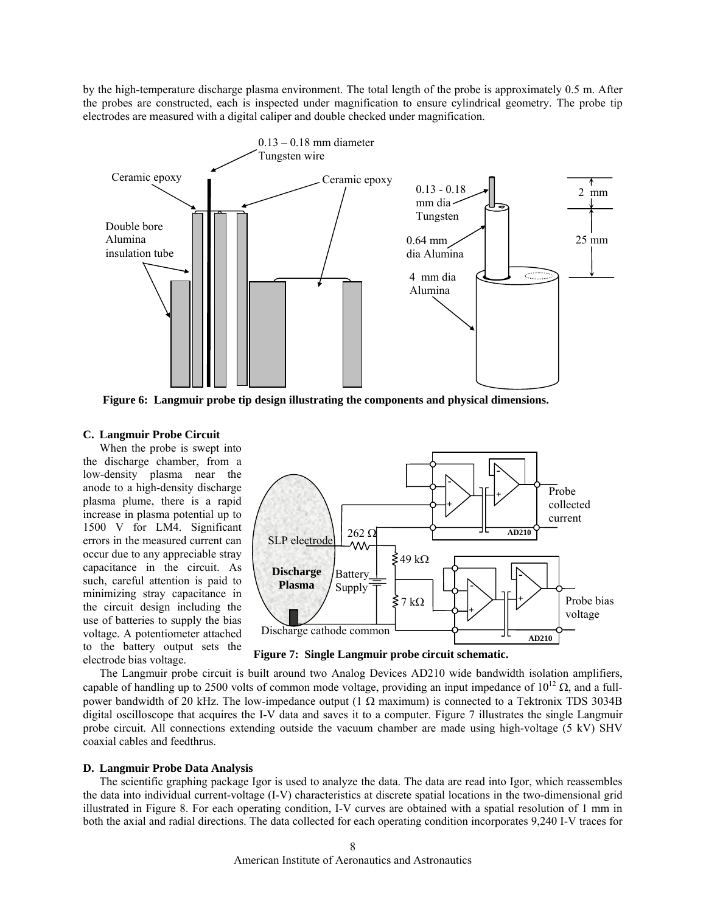by the high-temperature discharge plasma environment. The total length of the probe is approximately 0.5 m. After the probes are constructed, each is inspected under magnification to ensure cylindrical geometry. The probe tip electrodes are measured with a digital caliper and double checked under magnification.

**Figure 6: Langmuir probe tip design illustrating the components and physical dimensions.**

### C. Langmuir Probe Circuit

When the probe is swept into the discharge chamber, from a low-density plasma near the anode to a high-density discharge plasma plume, there is a rapid increase in plasma potential up to 1500 V for LM4. Significant errors in the measured current can occur due to any appreciable stray capacitance in the circuit. As such, careful attention is paid to minimizing stray capacitance in the circuit design including the use of batteries to supply the bias voltage. A potentiometer attached to the battery output sets the electrode bias voltage.

**Figure 7: Single Langmuir probe circuit schematic.**

The Langmuir probe circuit is built around two Analog Devices AD210 wide bandwidth isolation amplifiers, capable of handling up to 2500 volts of common mode voltage, providing an input impedance of $10^{12}$ Ω, and a full-power bandwidth of 20 kHz. The low-impedance output (1 Ω maximum) is connected to a Tektronix TDS 3034B digital oscilloscope that acquires the I-V data and saves it to a computer. Figure 7 illustrates the single Langmuir probe circuit. All connections extending outside the vacuum chamber are made using high-voltage (5 kV) SHV coaxial cables and feedthrus.

### D. Langmuir Probe Data Analysis

The scientific graphing package Igor is used to analyze the data. The data are read into Igor, which reassembles the data into individual current-voltage (I-V) characteristics at discrete spatial locations in the two-dimensional grid illustrated in Figure 8. For each operating condition, I-V curves are obtained with a spatial resolution of 1 mm in both the axial and radial directions. The data collected for each operating condition incorporates 9,240 I-V traces for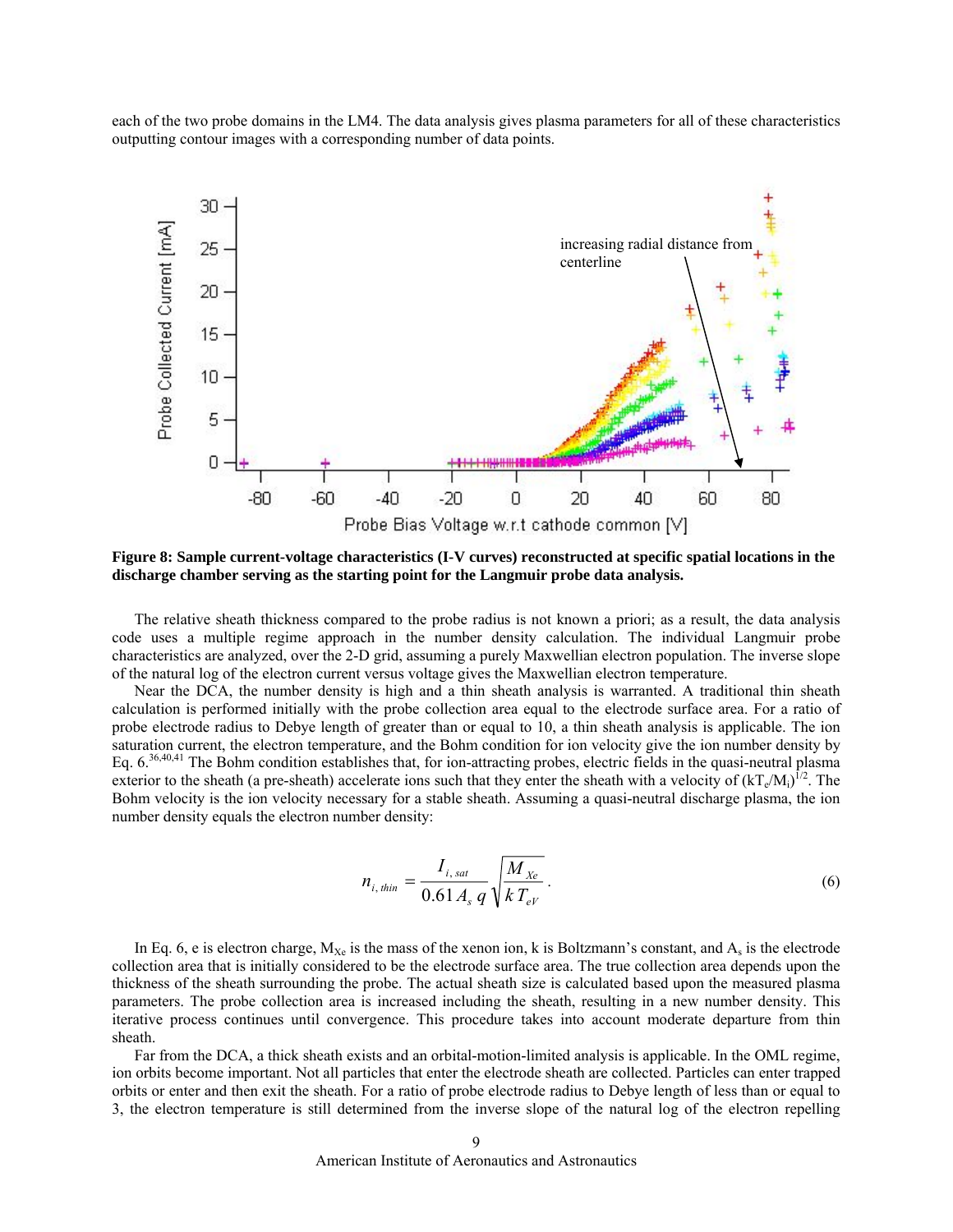each of the two probe domains in the LM4. The data analysis gives plasma parameters for all of these characteristics outputting contour images with a corresponding number of data points.

**Figure 8: Sample current-voltage characteristics (I-V curves) reconstructed at specific spatial locations in the discharge chamber serving as the starting point for the Langmuir probe data analysis.**

The relative sheath thickness compared to the probe radius is not known a priori; as a result, the data analysis code uses a multiple regime approach in the number density calculation. The individual Langmuir probe characteristics are analyzed, over the 2-D grid, assuming a purely Maxwellian electron population. The inverse slope of the natural log of the electron current versus voltage gives the Maxwellian electron temperature.

Near the DCA, the number density is high and a thin sheath analysis is warranted. A traditional thin sheath calculation is performed initially with the probe collection area equal to the electrode surface area. For a ratio of probe electrode radius to Debye length of greater than or equal to 10, a thin sheath analysis is applicable. The ion saturation current, the electron temperature, and the Bohm condition for ion velocity give the ion number density by Eq. 6.[36,40,41] The Bohm condition establishes that, for ion-attracting probes, electric fields in the quasi-neutral plasma exterior to the sheath (a pre-sheath) accelerate ions such that they enter the sheath with a velocity of $(kT_e/M_i)^{1/2}$. The Bohm velocity is the ion velocity necessary for a stable sheath. Assuming a quasi-neutral discharge plasma, the ion number density equals the electron number density:

$$n_{i,thin} = \frac{I_{i,sat}}{0.61 A_s q} \sqrt{\frac{M_{Xe}}{k T_{eV}}} . \tag{6}$$

In Eq. 6, e is electron charge, $M_{Xe}$ is the mass of the xenon ion, k is Boltzmann's constant, and $A_s$ is the electrode collection area that is initially considered to be the electrode surface area. The true collection area depends upon the thickness of the sheath surrounding the probe. The actual sheath size is calculated based upon the measured plasma parameters. The probe collection area is increased including the sheath, resulting in a new number density. This iterative process continues until convergence. This procedure takes into account moderate departure from thin sheath.

Far from the DCA, a thick sheath exists and an orbital-motion-limited analysis is applicable. In the OML regime, ion orbits become important. Not all particles that enter the electrode sheath are collected. Particles can enter trapped orbits or enter and then exit the sheath. For a ratio of probe electrode radius to Debye length of less than or equal to 3, the electron temperature is still determined from the inverse slope of the natural log of the electron repelling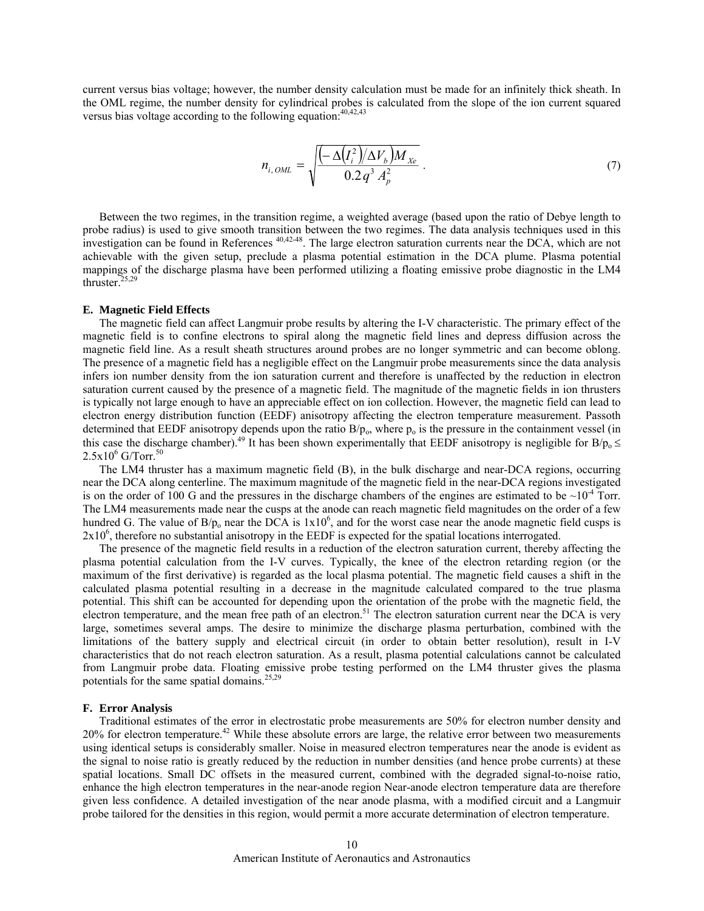current versus bias voltage; however, the number density calculation must be made for an infinitely thick sheath. In the OML regime, the number density for cylindrical probes is calculated from the slope of the ion current squared versus bias voltage according to the following equation:[40,42,43]

$$n_{i,OML} = \sqrt{\frac{\left(-\Delta\left(I_i^2\right)/\Delta V_b\right)M_{Xe}}{0.2q^3 A_p^2}} . \tag{7}$$

Between the two regimes, in the transition regime, a weighted average (based upon the ratio of Debye length to probe radius) is used to give smooth transition between the two regimes. The data analysis techniques used in this investigation can be found in References [40,42-48]. The large electron saturation currents near the DCA, which are not achievable with the given setup, preclude a plasma potential estimation in the DCA plume. Plasma potential mappings of the discharge plasma have been performed utilizing a floating emissive probe diagnostic in the LM4 thruster.[25,29]

### E. Magnetic Field Effects

The magnetic field can affect Langmuir probe results by altering the I-V characteristic. The primary effect of the magnetic field is to confine electrons to spiral along the magnetic field lines and depress diffusion across the magnetic field line. As a result sheath structures around probes are no longer symmetric and can become oblong. The presence of a magnetic field has a negligible effect on the Langmuir probe measurements since the data analysis infers ion number density from the ion saturation current and therefore is unaffected by the reduction in electron saturation current caused by the presence of a magnetic field. The magnitude of the magnetic fields in ion thrusters is typically not large enough to have an appreciable effect on ion collection. However, the magnetic field can lead to electron energy distribution function (EEDF) anisotropy affecting the electron temperature measurement. Passoth determined that EEDF anisotropy depends upon the ratio $B/p_o$, where $p_o$ is the pressure in the containment vessel (in this case the discharge chamber).[49] It has been shown experimentally that EEDF anisotropy is negligible for $B/p_o \leq 2.5\text{x}10^6$ G/Torr.[50]

The LM4 thruster has a maximum magnetic field (B), in the bulk discharge and near-DCA regions, occurring near the DCA along centerline. The maximum magnitude of the magnetic field in the near-DCA regions investigated is on the order of 100 G and the pressures in the discharge chambers of the engines are estimated to be $\sim 10^{-4}$ Torr. The LM4 measurements made near the cusps at the anode can reach magnetic field magnitudes on the order of a few hundred G. The value of $B/p_o$ near the DCA is $1\text{x}10^6$, and for the worst case near the anode magnetic field cusps is $2\text{x}10^6$, therefore no substantial anisotropy in the EEDF is expected for the spatial locations interrogated.

The presence of the magnetic field results in a reduction of the electron saturation current, thereby affecting the plasma potential calculation from the I-V curves. Typically, the knee of the electron retarding region (or the maximum of the first derivative) is regarded as the local plasma potential. The magnetic field causes a shift in the calculated plasma potential resulting in a decrease in the magnitude calculated compared to the true plasma potential. This shift can be accounted for depending upon the orientation of the probe with the magnetic field, the electron temperature, and the mean free path of an electron.[51] The electron saturation current near the DCA is very large, sometimes several amps. The desire to minimize the discharge plasma perturbation, combined with the limitations of the battery supply and electrical circuit (in order to obtain better resolution), result in I-V characteristics that do not reach electron saturation. As a result, plasma potential calculations cannot be calculated from Langmuir probe data. Floating emissive probe testing performed on the LM4 thruster gives the plasma potentials for the same spatial domains.[25,29]

### F. Error Analysis

Traditional estimates of the error in electrostatic probe measurements are 50% for electron number density and 20% for electron temperature.[42] While these absolute errors are large, the relative error between two measurements using identical setups is considerably smaller. Noise in measured electron temperatures near the anode is evident as the signal to noise ratio is greatly reduced by the reduction in number densities (and hence probe currents) at these spatial locations. Small DC offsets in the measured current, combined with the degraded signal-to-noise ratio, enhance the high electron temperatures in the near-anode region Near-anode electron temperature data are therefore given less confidence. A detailed investigation of the near anode plasma, with a modified circuit and a Langmuir probe tailored for the densities in this region, would permit a more accurate determination of electron temperature.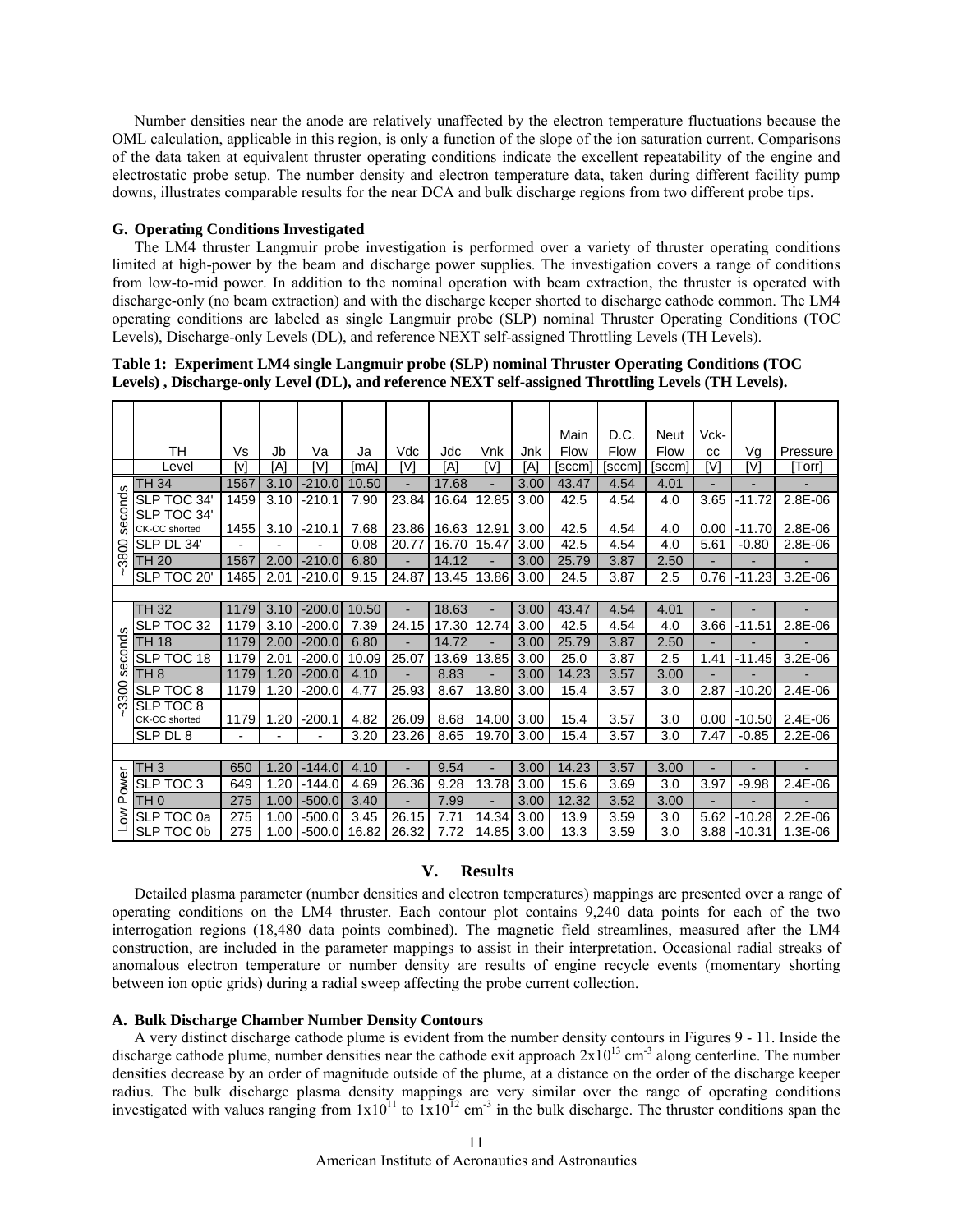Number densities near the anode are relatively unaffected by the electron temperature fluctuations because the OML calculation, applicable in this region, is only a function of the slope of the ion saturation current. Comparisons of the data taken at equivalent thruster operating conditions indicate the excellent repeatability of the engine and electrostatic probe setup. The number density and electron temperature data, taken during different facility pump downs, illustrates comparable results for the near DCA and bulk discharge regions from two different probe tips.

### G. Operating Conditions Investigated

The LM4 thruster Langmuir probe investigation is performed over a variety of thruster operating conditions limited at high-power by the beam and discharge power supplies. The investigation covers a range of conditions from low-to-mid power. In addition to the nominal operation with beam extraction, the thruster is operated with discharge-only (no beam extraction) and with the discharge keeper shorted to discharge cathode common. The LM4 operating conditions are labeled as single Langmuir probe (SLP) nominal Thruster Operating Conditions (TOC Levels), Discharge-only Levels (DL), and reference NEXT self-assigned Throttling Levels (TH Levels).

**Table 1: Experiment LM4 single Langmuir probe (SLP) nominal Thruster Operating Conditions (TOC Levels) , Discharge-only Level (DL), and reference NEXT self-assigned Throttling Levels (TH Levels).**

| | TH | Vs | Jb | Va | Ja | Vdc | Jdc | Vnk | Jnk | Main Flow | D.C. Flow | Neut Flow | Vck-cc | Vg | Pressure |
|---|---|---|---|---|---|---|---|---|---|---|---|---|---|---|---|
| | Level | [V] | [A] | [V] | [mA] | [V] | [A] | [V] | [A] | [sccm] | [sccm] | [sccm] | [V] | [V] | [Torr] |
| ~3800 seconds | TH 34 | 1567 | 3.10 | -210.0 | 10.50 | - | 17.68 | - | 3.00 | 43.47 | 4.54 | 4.01 | - | - | - |
| | SLP TOC 34' | 1459 | 3.10 | -210.1 | 7.90 | 23.84 | 16.64 | 12.85 | 3.00 | 42.5 | 4.54 | 4.0 | 3.65 | -11.72 | 2.8E-06 |
| | SLP TOC 34' CK-CC shorted | 1455 | 3.10 | -210.1 | 7.68 | 23.86 | 16.63 | 12.91 | 3.00 | 42.5 | 4.54 | 4.0 | 0.00 | -11.70 | 2.8E-06 |
| | SLP DL 34' | - | - | - | 0.08 | 20.77 | 16.70 | 15.47 | 3.00 | 42.5 | 4.54 | 4.0 | 5.61 | -0.80 | 2.8E-06 |
| | TH 20 | 1567 | 2.00 | -210.0 | 6.80 | - | 14.12 | - | 3.00 | 25.79 | 3.87 | 2.50 | - | - | - |
| | SLP TOC 20' | 1465 | 2.01 | -210.0 | 9.15 | 24.87 | 13.45 | 13.86 | 3.00 | 24.5 | 3.87 | 2.5 | 0.76 | -11.23 | 3.2E-06 |
| | | | | | | | | | | | | | | | |
| ~3300 seconds | TH 32 | 1179 | 3.10 | -200.0 | 10.50 | - | 18.63 | - | 3.00 | 43.47 | 4.54 | 4.01 | - | - | - |
| | SLP TOC 32 | 1179 | 3.10 | -200.0 | 7.39 | 24.15 | 17.30 | 12.74 | 3.00 | 42.5 | 4.54 | 4.0 | 3.66 | -11.51 | 2.8E-06 |
| | TH 18 | 1179 | 2.00 | -200.0 | 6.80 | - | 14.72 | - | 3.00 | 25.79 | 3.87 | 2.50 | - | - | - |
| | SLP TOC 18 | 1179 | 2.01 | -200.0 | 10.09 | 25.07 | 13.69 | 13.85 | 3.00 | 25.0 | 3.87 | 2.5 | 1.41 | -11.45 | 3.2E-06 |
| | TH 8 | 1179 | 1.20 | -200.0 | 4.10 | - | 8.83 | - | 3.00 | 14.23 | 3.57 | 3.00 | - | - | - |
| | SLP TOC 8 | 1179 | 1.20 | -200.0 | 4.77 | 25.93 | 8.67 | 13.80 | 3.00 | 15.4 | 3.57 | 3.0 | 2.87 | -10.20 | 2.4E-06 |
| | SLP TOC 8 CK-CC shorted | 1179 | 1.20 | -200.1 | 4.82 | 26.09 | 8.68 | 14.00 | 3.00 | 15.4 | 3.57 | 3.0 | 0.00 | -10.50 | 2.4E-06 |
| | SLP DL 8 | - | - | - | 3.20 | 23.26 | 8.65 | 19.70 | 3.00 | 15.4 | 3.57 | 3.0 | 7.47 | -0.85 | 2.2E-06 |
| | | | | | | | | | | | | | | | |
| Low Power | TH 3 | 650 | 1.20 | -144.0 | 4.10 | - | 9.54 | - | 3.00 | 14.23 | 3.57 | 3.00 | - | - | - |
| | SLP TOC 3 | 649 | 1.20 | -144.0 | 4.69 | 26.36 | 9.28 | 13.78 | 3.00 | 15.6 | 3.69 | 3.0 | 3.97 | -9.98 | 2.4E-06 |
| | TH 0 | 275 | 1.00 | -500.0 | 3.40 | - | 7.99 | - | 3.00 | 12.32 | 3.52 | 3.00 | - | - | - |
| | SLP TOC 0a | 275 | 1.00 | -500.0 | 3.45 | 26.15 | 7.71 | 14.34 | 3.00 | 13.9 | 3.59 | 3.0 | 5.62 | -10.28 | 2.2E-06 |
| | SLP TOC 0b | 275 | 1.00 | -500.0 | 16.82 | 26.32 | 7.72 | 14.85 | 3.00 | 13.3 | 3.59 | 3.0 | 3.88 | -10.31 | 1.3E-06 |

## V. Results

Detailed plasma parameter (number densities and electron temperatures) mappings are presented over a range of operating conditions on the LM4 thruster. Each contour plot contains 9,240 data points for each of the two interrogation regions (18,480 data points combined). The magnetic field streamlines, measured after the LM4 construction, are included in the parameter mappings to assist in their interpretation. Occasional radial streaks of anomalous electron temperature or number density are results of engine recycle events (momentary shorting between ion optic grids) during a radial sweep affecting the probe current collection.

### A. Bulk Discharge Chamber Number Density Contours

A very distinct discharge cathode plume is evident from the number density contours in Figures 9 - 11. Inside the discharge cathode plume, number densities near the cathode exit approach $2 \times 10^{13}$ cm$^{-3}$ along centerline. The number densities decrease by an order of magnitude outside of the plume, at a distance on the order of the discharge keeper radius. The bulk discharge plasma density mappings are very similar over the range of operating conditions investigated with values ranging from $1 \times 10^{11}$ to $1 \times 10^{12}$ cm$^{-3}$ in the bulk discharge. The thruster conditions span the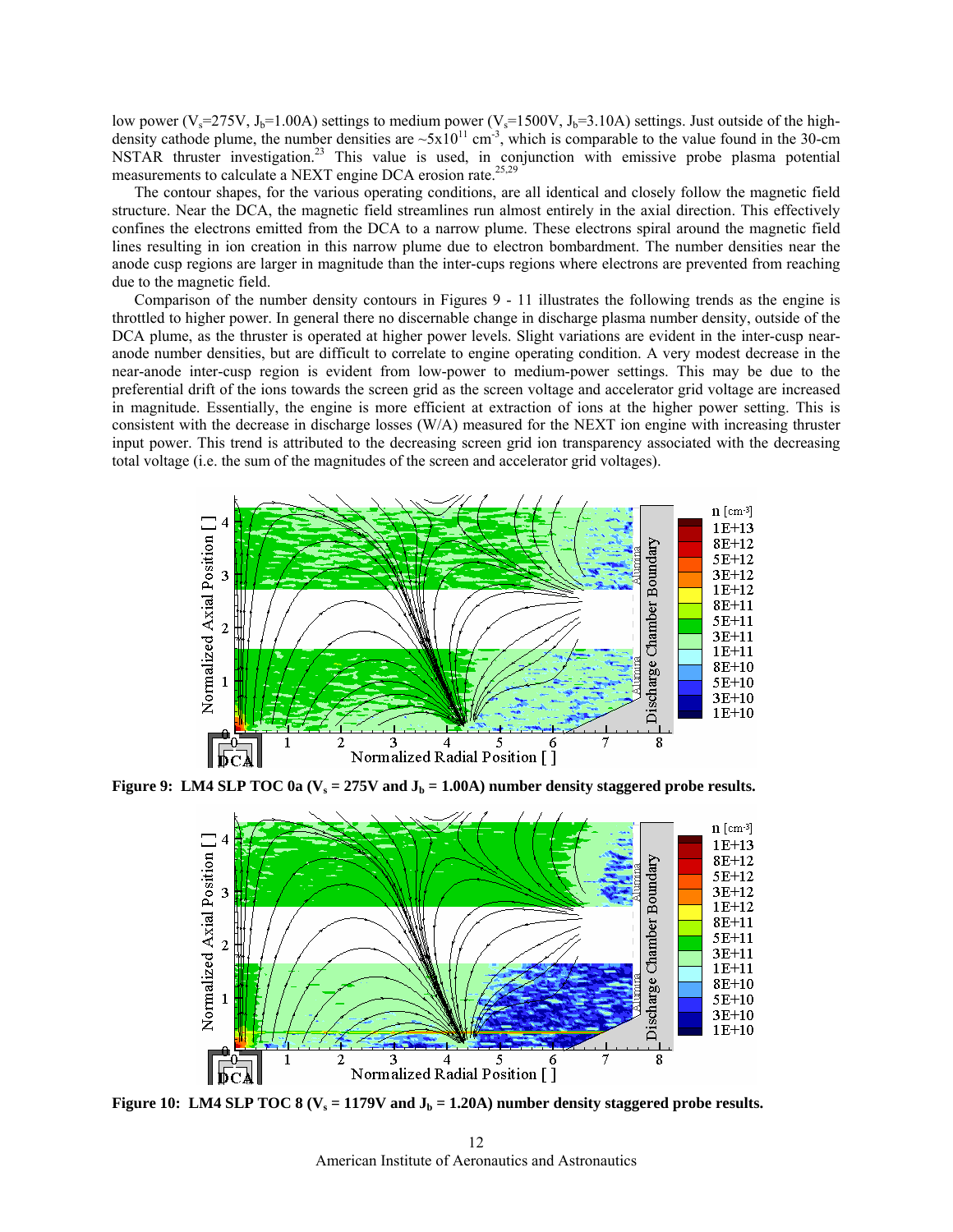low power ($V_s$=275V, $J_b$=1.00A) settings to medium power ($V_s$=1500V, $J_b$=3.10A) settings. Just outside of the high-density cathode plume, the number densities are ~$5 \times 10^{11}$ cm$^{-3}$, which is comparable to the value found in the 30-cm NSTAR thruster investigation.[23] This value is used, in conjunction with emissive probe plasma potential measurements to calculate a NEXT engine DCA erosion rate.[25,29]

The contour shapes, for the various operating conditions, are all identical and closely follow the magnetic field structure. Near the DCA, the magnetic field streamlines run almost entirely in the axial direction. This effectively confines the electrons emitted from the DCA to a narrow plume. These electrons spiral around the magnetic field lines resulting in ion creation in this narrow plume due to electron bombardment. The number densities near the anode cusp regions are larger in magnitude than the inter-cups regions where electrons are prevented from reaching due to the magnetic field.

Comparison of the number density contours in Figures 9 - 11 illustrates the following trends as the engine is throttled to higher power. In general there no discernable change in discharge plasma number density, outside of the DCA plume, as the thruster is operated at higher power levels. Slight variations are evident in the inter-cusp near-anode number densities, but are difficult to correlate to engine operating condition. A very modest decrease in the near-anode inter-cusp region is evident from low-power to medium-power settings. This may be due to the preferential drift of the ions towards the screen grid as the screen voltage and accelerator grid voltage are increased in magnitude. Essentially, the engine is more efficient at extraction of ions at the higher power setting. This is consistent with the decrease in discharge losses (W/A) measured for the NEXT ion engine with increasing thruster input power. This trend is attributed to the decreasing screen grid ion transparency associated with the decreasing total voltage (i.e. the sum of the magnitudes of the screen and accelerator grid voltages).

**Figure 9: LM4 SLP TOC 0a ($V_s$ = 275V and $J_b$ = 1.00A) number density staggered probe results.**

**Figure 10: LM4 SLP TOC 8 ($V_s$ = 1179V and $J_b$ = 1.20A) number density staggered probe results.**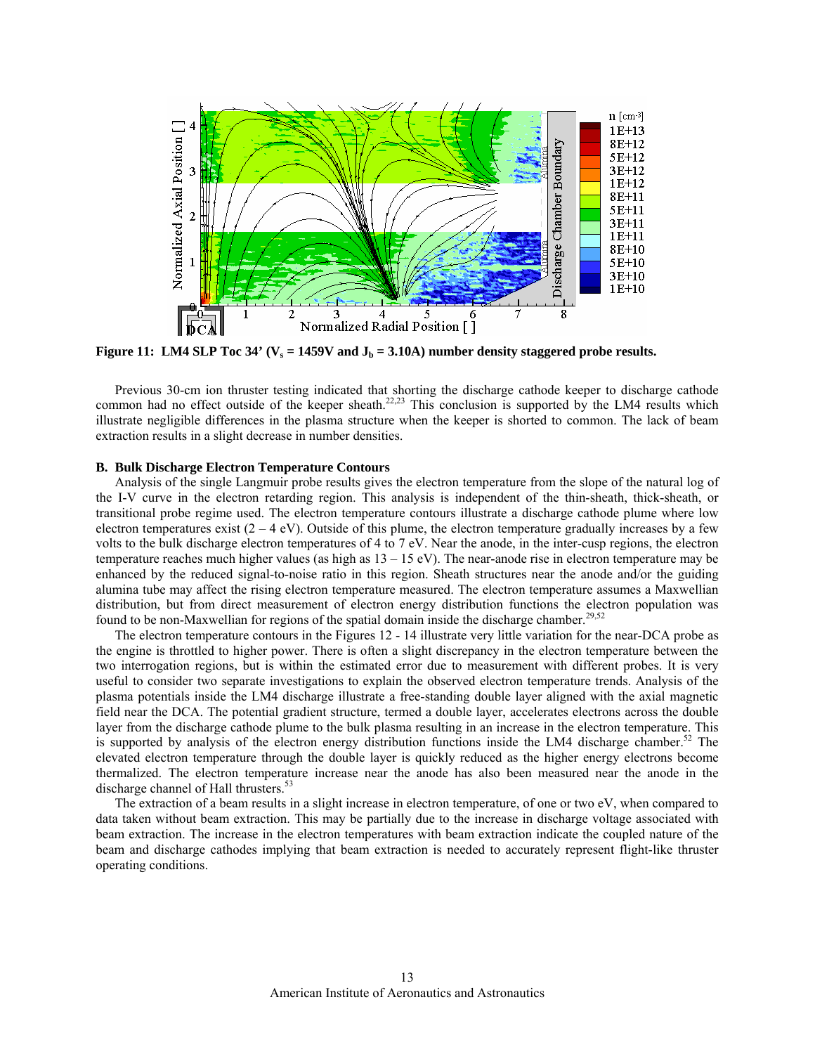Figure 11: LM4 SLP Toc 34' ($V_s$ = 1459V and $J_b$ = 3.10A) number density staggered probe results.

Previous 30-cm ion thruster testing indicated that shorting the discharge cathode keeper to discharge cathode common had no effect outside of the keeper sheath.[22,23] This conclusion is supported by the LM4 results which illustrate negligible differences in the plasma structure when the keeper is shorted to common. The lack of beam extraction results in a slight decrease in number densities.

### B. Bulk Discharge Electron Temperature Contours

Analysis of the single Langmuir probe results gives the electron temperature from the slope of the natural log of the I-V curve in the electron retarding region. This analysis is independent of the thin-sheath, thick-sheath, or transitional probe regime used. The electron temperature contours illustrate a discharge cathode plume where low electron temperatures exist (2 – 4 eV). Outside of this plume, the electron temperature gradually increases by a few volts to the bulk discharge electron temperatures of 4 to 7 eV. Near the anode, in the inter-cusp regions, the electron temperature reaches much higher values (as high as 13 – 15 eV). The near-anode rise in electron temperature may be enhanced by the reduced signal-to-noise ratio in this region. Sheath structures near the anode and/or the guiding alumina tube may affect the rising electron temperature measured. The electron temperature assumes a Maxwellian distribution, but from direct measurement of electron energy distribution functions the electron population was found to be non-Maxwellian for regions of the spatial domain inside the discharge chamber.[29,52]

The electron temperature contours in the Figures 12 - 14 illustrate very little variation for the near-DCA probe as the engine is throttled to higher power. There is often a slight discrepancy in the electron temperature between the two interrogation regions, but is within the estimated error due to measurement with different probes. It is very useful to consider two separate investigations to explain the observed electron temperature trends. Analysis of the plasma potentials inside the LM4 discharge illustrate a free-standing double layer aligned with the axial magnetic field near the DCA. The potential gradient structure, termed a double layer, accelerates electrons across the double layer from the discharge cathode plume to the bulk plasma resulting in an increase in the electron temperature. This is supported by analysis of the electron energy distribution functions inside the LM4 discharge chamber.[52] The elevated electron temperature through the double layer is quickly reduced as the higher energy electrons become thermalized. The electron temperature increase near the anode has also been measured near the anode in the discharge channel of Hall thrusters.[53]

The extraction of a beam results in a slight increase in electron temperature, of one or two eV, when compared to data taken without beam extraction. This may be partially due to the increase in discharge voltage associated with beam extraction. The increase in the electron temperatures with beam extraction indicate the coupled nature of the beam and discharge cathodes implying that beam extraction is needed to accurately represent flight-like thruster operating conditions.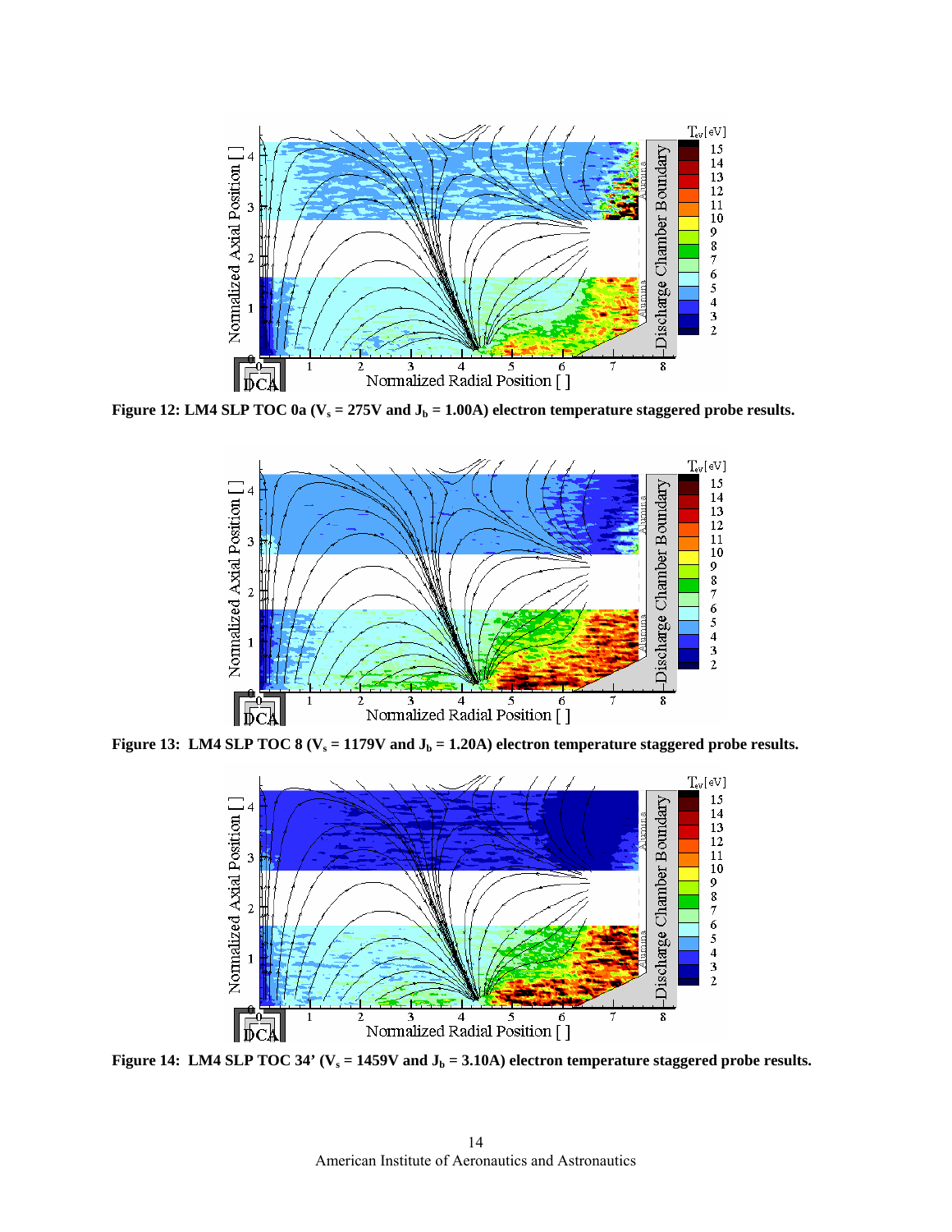**Figure 12: LM4 SLP TOC 0a ($V_s$ = 275V and $J_b$ = 1.00A) electron temperature staggered probe results.**

**Figure 13: LM4 SLP TOC 8 ($V_s$ = 1179V and $J_b$ = 1.20A) electron temperature staggered probe results.**

**Figure 14: LM4 SLP TOC 34' ($V_s$ = 1459V and $J_b$ = 3.10A) electron temperature staggered probe results.**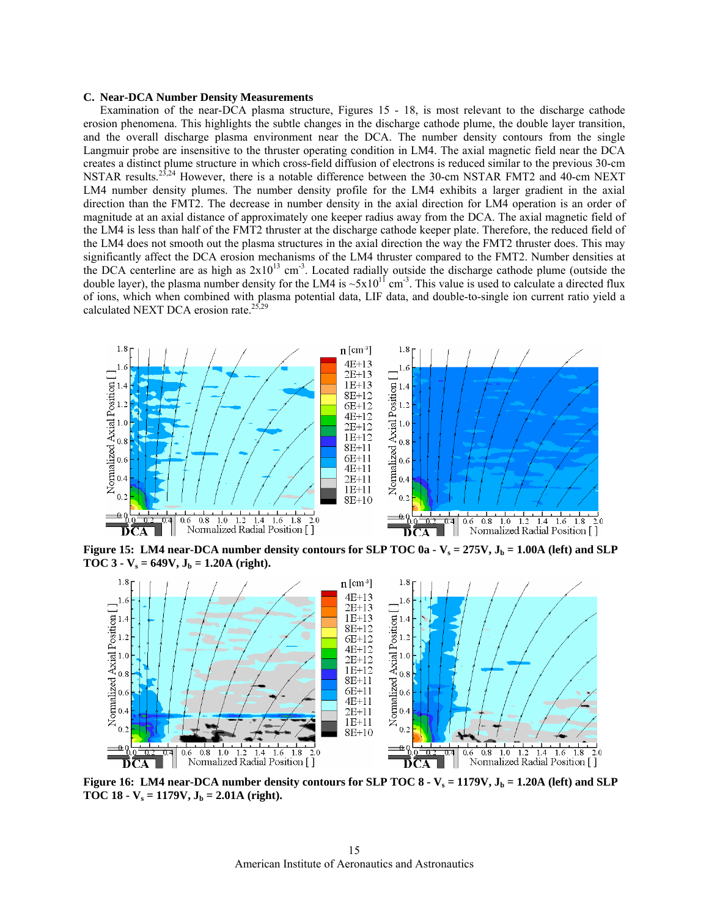### C. Near-DCA Number Density Measurements

Examination of the near-DCA plasma structure, Figures 15 - 18, is most relevant to the discharge cathode erosion phenomena. This highlights the subtle changes in the discharge cathode plume, the double layer transition, and the overall discharge plasma environment near the DCA. The number density contours from the single Langmuir probe are insensitive to the thruster operating condition in LM4. The axial magnetic field near the DCA creates a distinct plume structure in which cross-field diffusion of electrons is reduced similar to the previous 30-cm NSTAR results.[23,24] However, there is a notable difference between the 30-cm NSTAR FMT2 and 40-cm NEXT LM4 number density plumes. The number density profile for the LM4 exhibits a larger gradient in the axial direction than the FMT2. The decrease in number density in the axial direction for LM4 operation is an order of magnitude at an axial distance of approximately one keeper radius away from the DCA. The axial magnetic field of the LM4 is less than half of the FMT2 thruster at the discharge cathode keeper plate. Therefore, the reduced field of the LM4 does not smooth out the plasma structures in the axial direction the way the FMT2 thruster does. This may significantly affect the DCA erosion mechanisms of the LM4 thruster compared to the FMT2. Number densities at the DCA centerline are as high as $2 \times 10^{13}$ cm$^{-3}$. Located radially outside the discharge cathode plume (outside the double layer), the plasma number density for the LM4 is ~$5 \times 10^{11}$ cm$^{-3}$. This value is used to calculate a directed flux of ions, which when combined with plasma potential data, LIF data, and double-to-single ion current ratio yield a calculated NEXT DCA erosion rate.[25,29]

**Figure 15: LM4 near-DCA number density contours for SLP TOC 0a - $V_s$ = 275V, $J_b$ = 1.00A (left) and SLP TOC 3 - $V_s$ = 649V, $J_b$ = 1.20A (right).**

**Figure 16: LM4 near-DCA number density contours for SLP TOC 8 - $V_s$ = 1179V, $J_b$ = 1.20A (left) and SLP TOC 18 - $V_s$ = 1179V, $J_b$ = 2.01A (right).**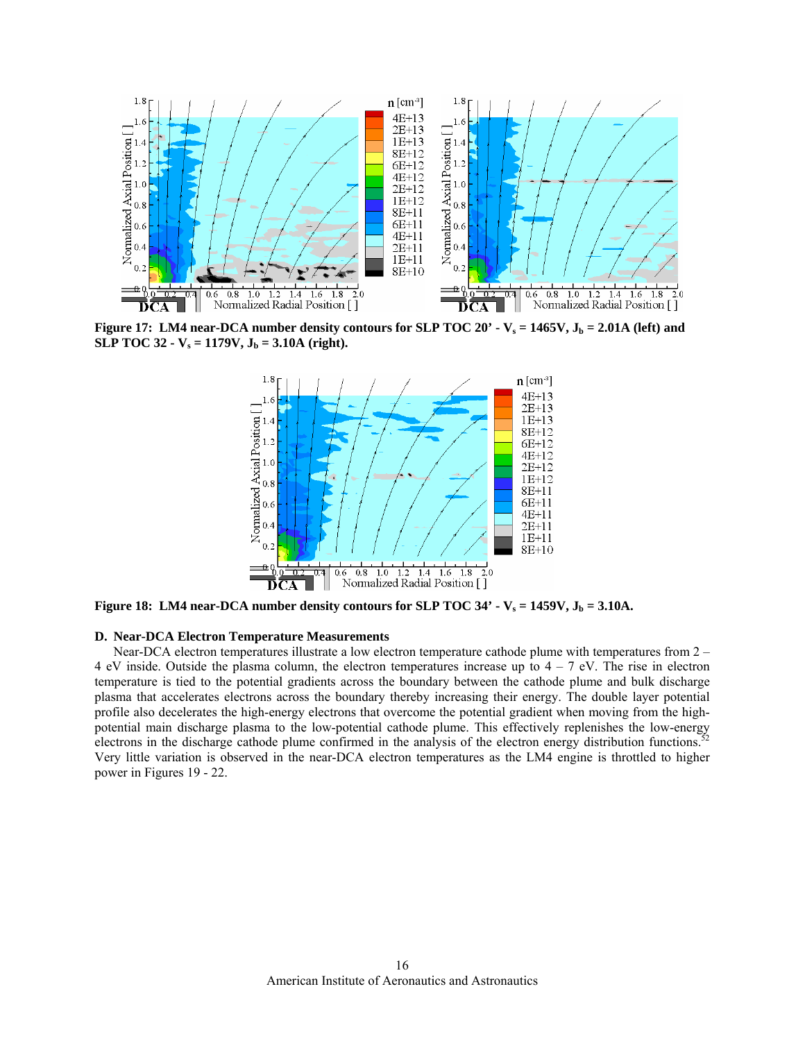Figure 17:  LM4 near-DCA number density contours for SLP TOC 20' - $V_s$ = 1465V, $J_b$ = 2.01A (left) and SLP TOC 32 - $V_s$ = 1179V, $J_b$ = 3.10A (right).

Figure 18:  LM4 near-DCA number density contours for SLP TOC 34' - $V_s$ = 1459V, $J_b$ = 3.10A.

### D. Near-DCA Electron Temperature Measurements

Near-DCA electron temperatures illustrate a low electron temperature cathode plume with temperatures from 2 – 4 eV inside. Outside the plasma column, the electron temperatures increase up to 4 – 7 eV. The rise in electron temperature is tied to the potential gradients across the boundary between the cathode plume and bulk discharge plasma that accelerates electrons across the boundary thereby increasing their energy. The double layer potential profile also decelerates the high-energy electrons that overcome the potential gradient when moving from the high-potential main discharge plasma to the low-potential cathode plume. This effectively replenishes the low-energy electrons in the discharge cathode plume confirmed in the analysis of the electron energy distribution functions.[52] Very little variation is observed in the near-DCA electron temperatures as the LM4 engine is throttled to higher power in Figures 19 - 22.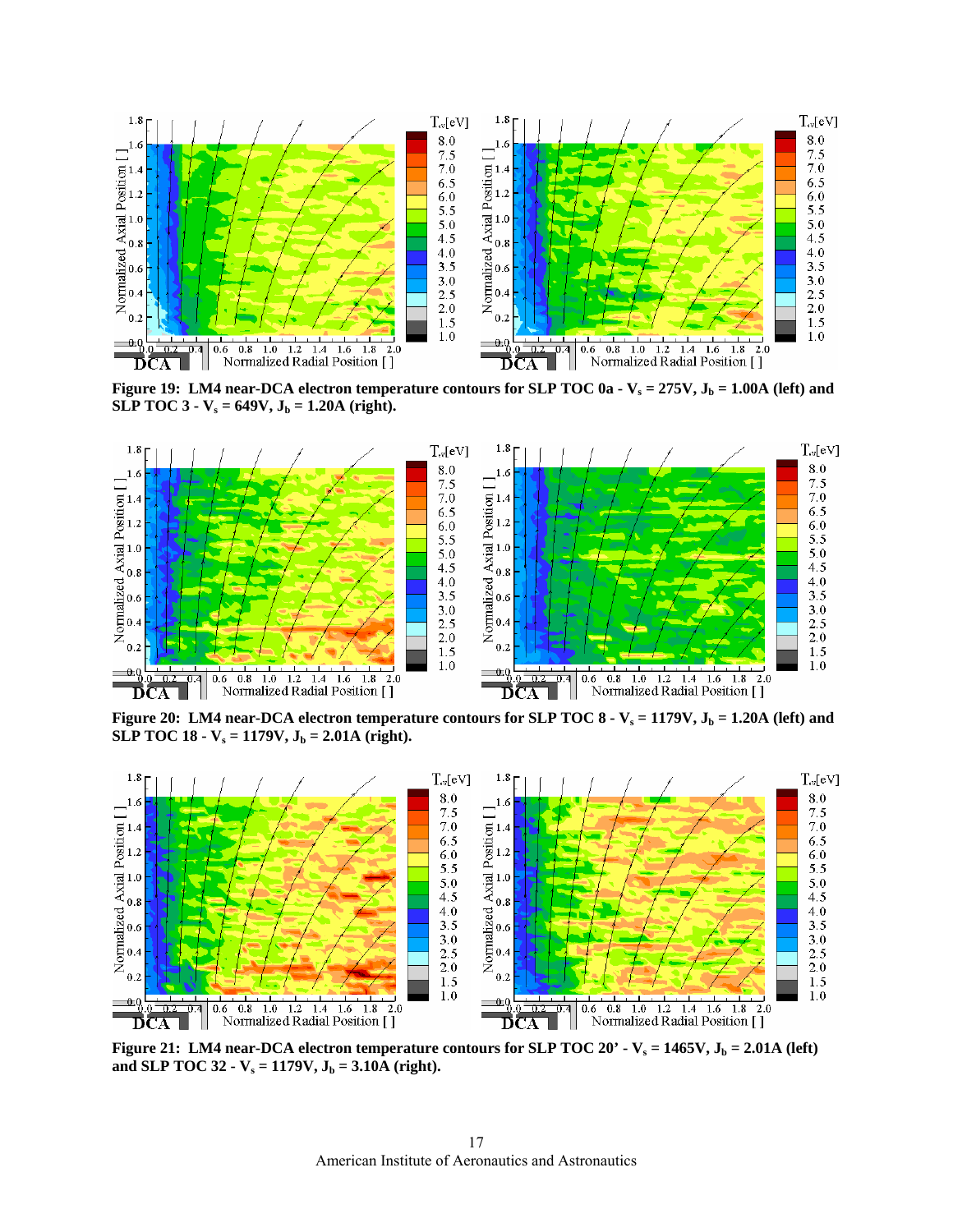**Figure 19: LM4 near-DCA electron temperature contours for SLP TOC 0a - $V_s$ = 275V, $J_b$ = 1.00A (left) and SLP TOC 3 - $V_s$ = 649V, $J_b$ = 1.20A (right).**

**Figure 20: LM4 near-DCA electron temperature contours for SLP TOC 8 - $V_s$ = 1179V, $J_b$ = 1.20A (left) and SLP TOC 18 - $V_s$ = 1179V, $J_b$ = 2.01A (right).**

**Figure 21: LM4 near-DCA electron temperature contours for SLP TOC 20' - $V_s$ = 1465V, $J_b$ = 2.01A (left) and SLP TOC 32 - $V_s$ = 1179V, $J_b$ = 3.10A (right).**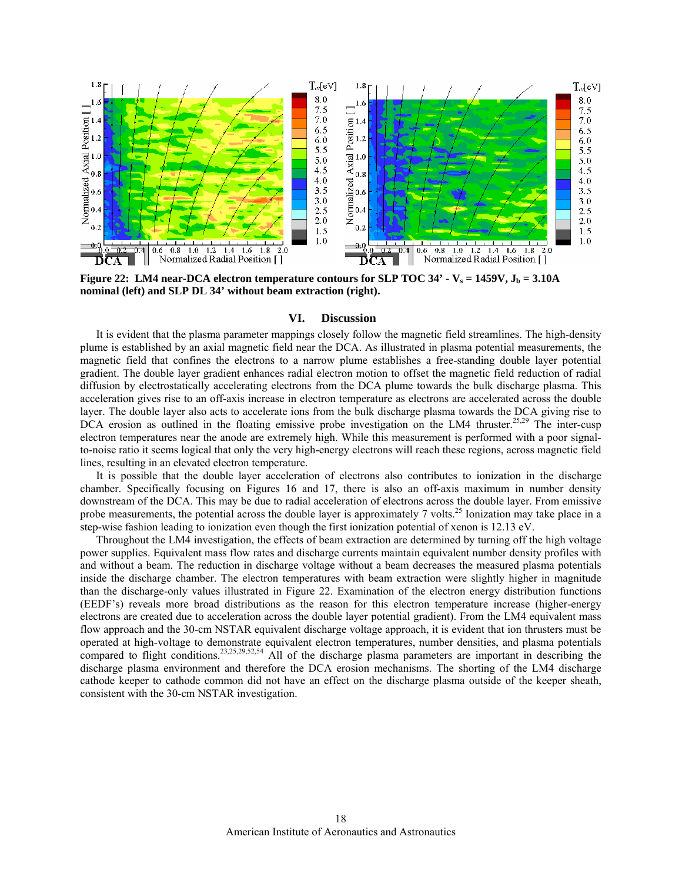**Figure 22: LM4 near-DCA electron temperature contours for SLP TOC 34' - $V_s$ = 1459V, $J_b$ = 3.10A nominal (left) and SLP DL 34' without beam extraction (right).**

## VI. Discussion

It is evident that the plasma parameter mappings closely follow the magnetic field streamlines. The high-density plume is established by an axial magnetic field near the DCA. As illustrated in plasma potential measurements, the magnetic field that confines the electrons to a narrow plume establishes a free-standing double layer potential gradient. The double layer gradient enhances radial electron motion to offset the magnetic field reduction of radial diffusion by electrostatically accelerating electrons from the DCA plume towards the bulk discharge plasma. This acceleration gives rise to an off-axis increase in electron temperature as electrons are accelerated across the double layer. The double layer also acts to accelerate ions from the bulk discharge plasma towards the DCA giving rise to DCA erosion as outlined in the floating emissive probe investigation on the LM4 thruster.[25,29] The inter-cusp electron temperatures near the anode are extremely high. While this measurement is performed with a poor signal-to-noise ratio it seems logical that only the very high-energy electrons will reach these regions, across magnetic field lines, resulting in an elevated electron temperature.

It is possible that the double layer acceleration of electrons also contributes to ionization in the discharge chamber. Specifically focusing on Figures 16 and 17, there is also an off-axis maximum in number density downstream of the DCA. This may be due to radial acceleration of electrons across the double layer. From emissive probe measurements, the potential across the double layer is approximately 7 volts.[25] Ionization may take place in a step-wise fashion leading to ionization even though the first ionization potential of xenon is 12.13 eV.

Throughout the LM4 investigation, the effects of beam extraction are determined by turning off the high voltage power supplies. Equivalent mass flow rates and discharge currents maintain equivalent number density profiles with and without a beam. The reduction in discharge voltage without a beam decreases the measured plasma potentials inside the discharge chamber. The electron temperatures with beam extraction were slightly higher in magnitude than the discharge-only values illustrated in Figure 22. Examination of the electron energy distribution functions (EEDF's) reveals more broad distributions as the reason for this electron temperature increase (higher-energy electrons are created due to acceleration across the double layer potential gradient). From the LM4 equivalent mass flow approach and the 30-cm NSTAR equivalent discharge voltage approach, it is evident that ion thrusters must be operated at high-voltage to demonstrate equivalent electron temperatures, number densities, and plasma potentials compared to flight conditions.[23,25,29,52,54] All of the discharge plasma parameters are important in describing the discharge plasma environment and therefore the DCA erosion mechanisms. The shorting of the LM4 discharge cathode keeper to cathode common did not have an effect on the discharge plasma outside of the keeper sheath, consistent with the 30-cm NSTAR investigation.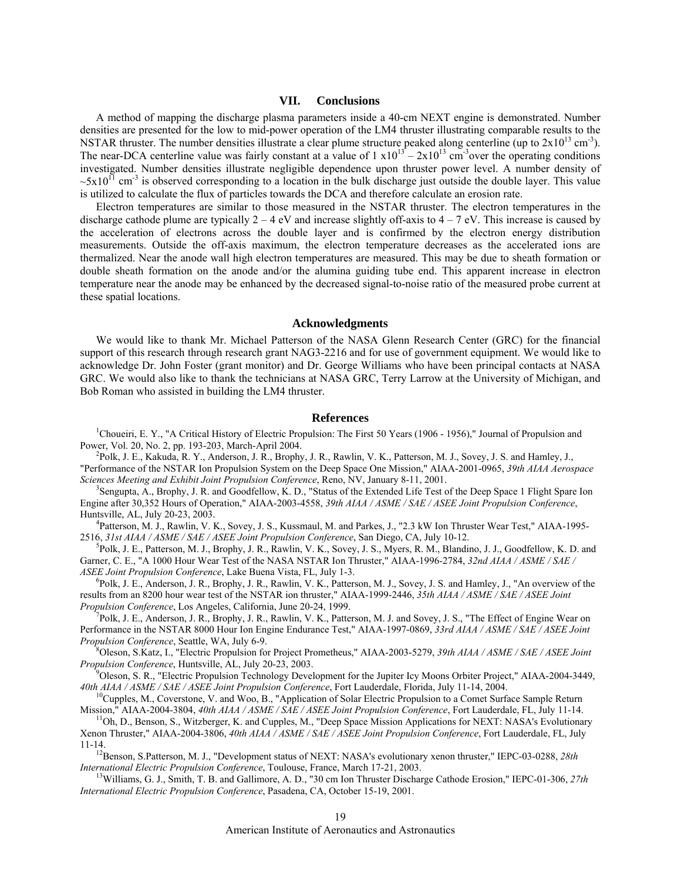## VII. Conclusions

A method of mapping the discharge plasma parameters inside a 40-cm NEXT engine is demonstrated. Number densities are presented for the low to mid-power operation of the LM4 thruster illustrating comparable results to the NSTAR thruster. The number densities illustrate a clear plume structure peaked along centerline (up to $2 \times 10^{13}$ cm$^{-3}$). The near-DCA centerline value was fairly constant at a value of $1 \times 10^{13} - 2 \times 10^{13}$ cm$^{-3}$over the operating conditions investigated. Number densities illustrate negligible dependence upon thruster power level. A number density of $\sim 5 \times 10^{11}$ cm$^{-3}$ is observed corresponding to a location in the bulk discharge just outside the double layer. This value is utilized to calculate the flux of particles towards the DCA and therefore calculate an erosion rate.

Electron temperatures are similar to those measured in the NSTAR thruster. The electron temperatures in the discharge cathode plume are typically 2 – 4 eV and increase slightly off-axis to 4 – 7 eV. This increase is caused by the acceleration of electrons across the double layer and is confirmed by the electron energy distribution measurements. Outside the off-axis maximum, the electron temperature decreases as the accelerated ions are thermalized. Near the anode wall high electron temperatures are measured. This may be due to sheath formation or double sheath formation on the anode and/or the alumina guiding tube end. This apparent increase in electron temperature near the anode may be enhanced by the decreased signal-to-noise ratio of the measured probe current at these spatial locations.

## Acknowledgments

We would like to thank Mr. Michael Patterson of the NASA Glenn Research Center (GRC) for the financial support of this research through research grant NAG3-2216 and for use of government equipment. We would like to acknowledge Dr. John Foster (grant monitor) and Dr. George Williams who have been principal contacts at NASA GRC. We would also like to thank the technicians at NASA GRC, Terry Larrow at the University of Michigan, and Bob Roman who assisted in building the LM4 thruster.

## References

[1]Choueiri, E. Y., "A Critical History of Electric Propulsion: The First 50 Years (1906 - 1956)," Journal of Propulsion and Power, Vol. 20, No. 2, pp. 193-203, March-April 2004.

[2]Polk, J. E., Kakuda, R. Y., Anderson, J. R., Brophy, J. R., Rawlin, V. K., Patterson, M. J., Sovey, J. S. and Hamley, J., "Performance of the NSTAR Ion Propulsion System on the Deep Space One Mission," AIAA-2001-0965, *39th AIAA Aerospace Sciences Meeting and Exhibit Joint Propulsion Conference*, Reno, NV, January 8-11, 2001.

[3]Sengupta, A., Brophy, J. R. and Goodfellow, K. D., "Status of the Extended Life Test of the Deep Space 1 Flight Spare Ion Engine after 30,352 Hours of Operation," AIAA-2003-4558, *39th AIAA / ASME / SAE / ASEE Joint Propulsion Conference*, Huntsville, AL, July 20-23, 2003.

[4]Patterson, M. J., Rawlin, V. K., Sovey, J. S., Kussmaul, M. and Parkes, J., "2.3 kW Ion Thruster Wear Test," AIAA-1995-2516, *31st AIAA / ASME / SAE / ASEE Joint Propulsion Conference*, San Diego, CA, July 10-12.

[5]Polk, J. E., Patterson, M. J., Brophy, J. R., Rawlin, V. K., Sovey, J. S., Myers, R. M., Blandino, J. J., Goodfellow, K. D. and Garner, C. E., "A 1000 Hour Wear Test of the NASA NSTAR Ion Thruster," AIAA-1996-2784, *32nd AIAA / ASME / SAE / ASEE Joint Propulsion Conference*, Lake Buena Vista, FL, July 1-3.

[6]Polk, J. E., Anderson, J. R., Brophy, J. R., Rawlin, V. K., Patterson, M. J., Sovey, J. S. and Hamley, J., "An overview of the results from an 8200 hour wear test of the NSTAR ion thruster," AIAA-1999-2446, *35th AIAA / ASME / SAE / ASEE Joint Propulsion Conference*, Los Angeles, California, June 20-24, 1999.

[7]Polk, J. E., Anderson, J. R., Brophy, J. R., Rawlin, V. K., Patterson, M. J. and Sovey, J. S., "The Effect of Engine Wear on Performance in the NSTAR 8000 Hour Ion Engine Endurance Test," AIAA-1997-0869, *33rd AIAA / ASME / SAE / ASEE Joint Propulsion Conference*, Seattle, WA, July 6-9.

[8]Oleson, S.Katz, I., "Electric Propulsion for Project Prometheus," AIAA-2003-5279, *39th AIAA / ASME / SAE / ASEE Joint Propulsion Conference*, Huntsville, AL, July 20-23, 2003.

[9]Oleson, S. R., "Electric Propulsion Technology Development for the Jupiter Icy Moons Orbiter Project," AIAA-2004-3449, *40th AIAA / ASME / SAE / ASEE Joint Propulsion Conference*, Fort Lauderdale, Florida, July 11-14, 2004.

[10]Cupples, M., Coverstone, V. and Woo, B., "Application of Solar Electric Propulsion to a Comet Surface Sample Return Mission," AIAA-2004-3804, *40th AIAA / ASME / SAE / ASEE Joint Propulsion Conference*, Fort Lauderdale, FL, July 11-14.

[11]Oh, D., Benson, S., Witzberger, K. and Cupples, M., "Deep Space Mission Applications for NEXT: NASA's Evolutionary Xenon Thruster," AIAA-2004-3806, *40th AIAA / ASME / SAE / ASEE Joint Propulsion Conference*, Fort Lauderdale, FL, July 11-14.

[12]Benson, S.Patterson, M. J., "Development status of NEXT: NASA's evolutionary xenon thruster," IEPC-03-0288, *28th International Electric Propulsion Conference*, Toulouse, France, March 17-21, 2003.

[13]Williams, G. J., Smith, T. B. and Gallimore, A. D., "30 cm Ion Thruster Discharge Cathode Erosion," IEPC-01-306, *27th International Electric Propulsion Conference*, Pasadena, CA, October 15-19, 2001.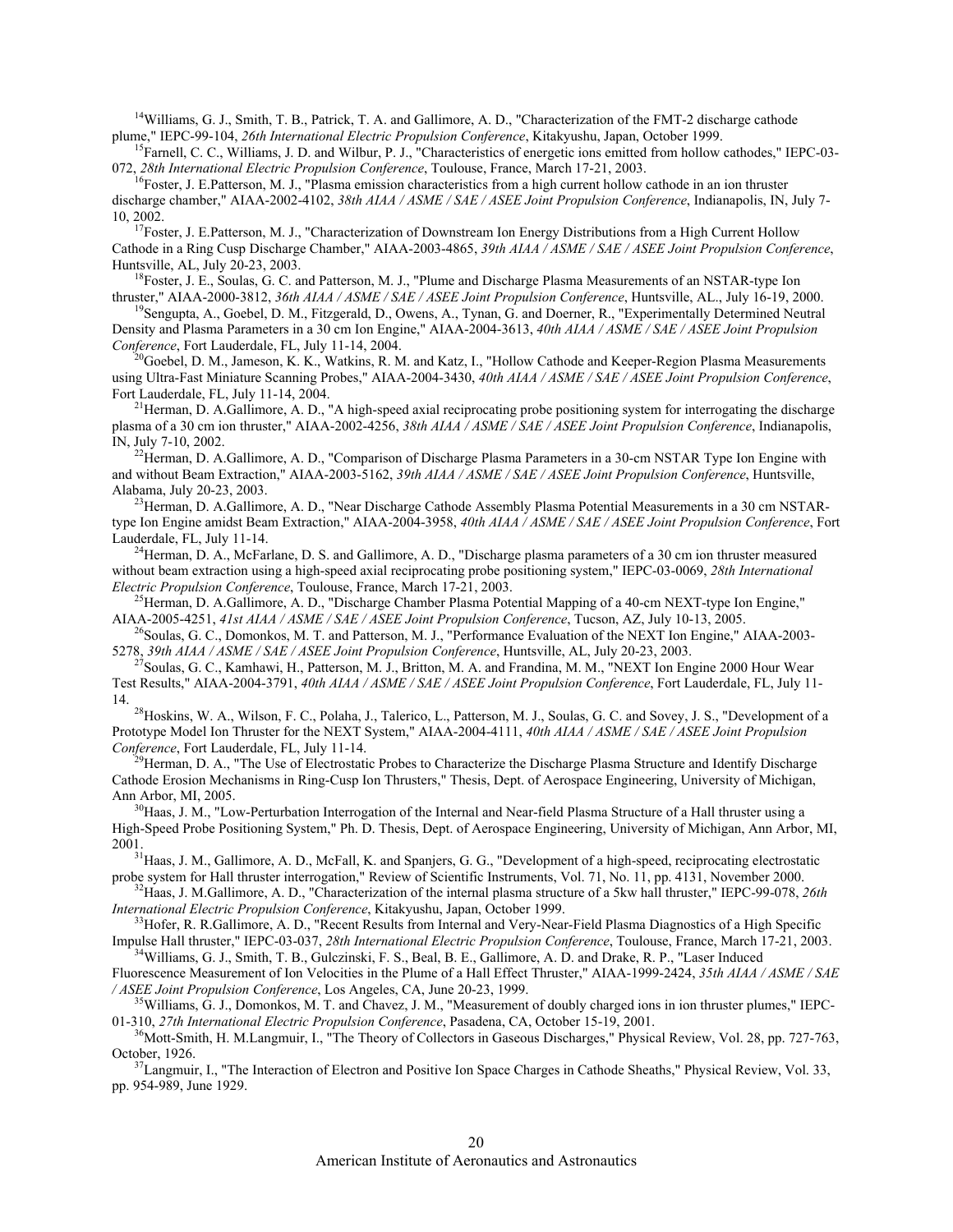[14]Williams, G. J., Smith, T. B., Patrick, T. A. and Gallimore, A. D., "Characterization of the FMT-2 discharge cathode plume," IEPC-99-104, *26th International Electric Propulsion Conference*, Kitakyushu, Japan, October 1999.

[15]Farnell, C. C., Williams, J. D. and Wilbur, P. J., "Characteristics of energetic ions emitted from hollow cathodes," IEPC-03-072, *28th International Electric Propulsion Conference*, Toulouse, France, March 17-21, 2003.

[16]Foster, J. E.Patterson, M. J., "Plasma emission characteristics from a high current hollow cathode in an ion thruster discharge chamber," AIAA-2002-4102, *38th AIAA / ASME / SAE / ASEE Joint Propulsion Conference*, Indianapolis, IN, July 7-10, 2002.

[17]Foster, J. E.Patterson, M. J., "Characterization of Downstream Ion Energy Distributions from a High Current Hollow Cathode in a Ring Cusp Discharge Chamber," AIAA-2003-4865, *39th AIAA / ASME / SAE / ASEE Joint Propulsion Conference*, Huntsville, AL, July 20-23, 2003.

[18]Foster, J. E., Soulas, G. C. and Patterson, M. J., "Plume and Discharge Plasma Measurements of an NSTAR-type Ion thruster," AIAA-2000-3812, *36th AIAA / ASME / SAE / ASEE Joint Propulsion Conference*, Huntsville, AL., July 16-19, 2000.

[19]Sengupta, A., Goebel, D. M., Fitzgerald, D., Owens, A., Tynan, G. and Doerner, R., "Experimentally Determined Neutral Density and Plasma Parameters in a 30 cm Ion Engine," AIAA-2004-3613, *40th AIAA / ASME / SAE / ASEE Joint Propulsion Conference*, Fort Lauderdale, FL, July 11-14, 2004.

[20]Goebel, D. M., Jameson, K. K., Watkins, R. M. and Katz, I., "Hollow Cathode and Keeper-Region Plasma Measurements using Ultra-Fast Miniature Scanning Probes," AIAA-2004-3430, *40th AIAA / ASME / SAE / ASEE Joint Propulsion Conference*, Fort Lauderdale, FL, July 11-14, 2004.

[21]Herman, D. A.Gallimore, A. D., "A high-speed axial reciprocating probe positioning system for interrogating the discharge plasma of a 30 cm ion thruster," AIAA-2002-4256, *38th AIAA / ASME / SAE / ASEE Joint Propulsion Conference*, Indianapolis, IN, July 7-10, 2002.

[22]Herman, D. A.Gallimore, A. D., "Comparison of Discharge Plasma Parameters in a 30-cm NSTAR Type Ion Engine with and without Beam Extraction," AIAA-2003-5162, *39th AIAA / ASME / SAE / ASEE Joint Propulsion Conference*, Huntsville, Alabama, July 20-23, 2003.

[23]Herman, D. A.Gallimore, A. D., "Near Discharge Cathode Assembly Plasma Potential Measurements in a 30 cm NSTAR-type Ion Engine amidst Beam Extraction," AIAA-2004-3958, *40th AIAA / ASME / SAE / ASEE Joint Propulsion Conference*, Fort Lauderdale, FL, July 11-14.

[24]Herman, D. A., McFarlane, D. S. and Gallimore, A. D., "Discharge plasma parameters of a 30 cm ion thruster measured without beam extraction using a high-speed axial reciprocating probe positioning system," IEPC-03-0069, *28th International Electric Propulsion Conference*, Toulouse, France, March 17-21, 2003.

[25]Herman, D. A.Gallimore, A. D., "Discharge Chamber Plasma Potential Mapping of a 40-cm NEXT-type Ion Engine," AIAA-2005-4251, *41st AIAA / ASME / SAE / ASEE Joint Propulsion Conference*, Tucson, AZ, July 10-13, 2005.

[26]Soulas, G. C., Domonkos, M. T. and Patterson, M. J., "Performance Evaluation of the NEXT Ion Engine," AIAA-2003-5278, *39th AIAA / ASME / SAE / ASEE Joint Propulsion Conference*, Huntsville, AL, July 20-23, 2003.

[27]Soulas, G. C., Kamhawi, H., Patterson, M. J., Britton, M. A. and Frandina, M. M., "NEXT Ion Engine 2000 Hour Wear Test Results," AIAA-2004-3791, *40th AIAA / ASME / SAE / ASEE Joint Propulsion Conference*, Fort Lauderdale, FL, July 11-14.

[28]Hoskins, W. A., Wilson, F. C., Polaha, J., Talerico, L., Patterson, M. J., Soulas, G. C. and Sovey, J. S., "Development of a Prototype Model Ion Thruster for the NEXT System," AIAA-2004-4111, *40th AIAA / ASME / SAE / ASEE Joint Propulsion Conference*, Fort Lauderdale, FL, July 11-14.

[29]Herman, D. A., "The Use of Electrostatic Probes to Characterize the Discharge Plasma Structure and Identify Discharge Cathode Erosion Mechanisms in Ring-Cusp Ion Thrusters," Thesis, Dept. of Aerospace Engineering, University of Michigan, Ann Arbor, MI, 2005.

[30]Haas, J. M., "Low-Perturbation Interrogation of the Internal and Near-field Plasma Structure of a Hall thruster using a High-Speed Probe Positioning System," Ph. D. Thesis, Dept. of Aerospace Engineering, University of Michigan, Ann Arbor, MI, 2001.

[31]Haas, J. M., Gallimore, A. D., McFall, K. and Spanjers, G. G., "Development of a high-speed, reciprocating electrostatic probe system for Hall thruster interrogation," Review of Scientific Instruments, Vol. 71, No. 11, pp. 4131, November 2000.

[32]Haas, J. M.Gallimore, A. D., "Characterization of the internal plasma structure of a 5kw hall thruster," IEPC-99-078, *26th International Electric Propulsion Conference*, Kitakyushu, Japan, October 1999.

[33]Hofer, R. R.Gallimore, A. D., "Recent Results from Internal and Very-Near-Field Plasma Diagnostics of a High Specific Impulse Hall thruster," IEPC-03-037, *28th International Electric Propulsion Conference*, Toulouse, France, March 17-21, 2003.

[34]Williams, G. J., Smith, T. B., Gulczinski, F. S., Beal, B. E., Gallimore, A. D. and Drake, R. P., "Laser Induced Fluorescence Measurement of Ion Velocities in the Plume of a Hall Effect Thruster," AIAA-1999-2424, *35th AIAA / ASME / SAE / ASEE Joint Propulsion Conference*, Los Angeles, CA, June 20-23, 1999.

[35]Williams, G. J., Domonkos, M. T. and Chavez, J. M., "Measurement of doubly charged ions in ion thruster plumes," IEPC-01-310, *27th International Electric Propulsion Conference*, Pasadena, CA, October 15-19, 2001.

[36]Mott-Smith, H. M.Langmuir, I., "The Theory of Collectors in Gaseous Discharges," Physical Review, Vol. 28, pp. 727-763, October, 1926.

[37]Langmuir, I., "The Interaction of Electron and Positive Ion Space Charges in Cathode Sheaths," Physical Review, Vol. 33, pp. 954-989, June 1929.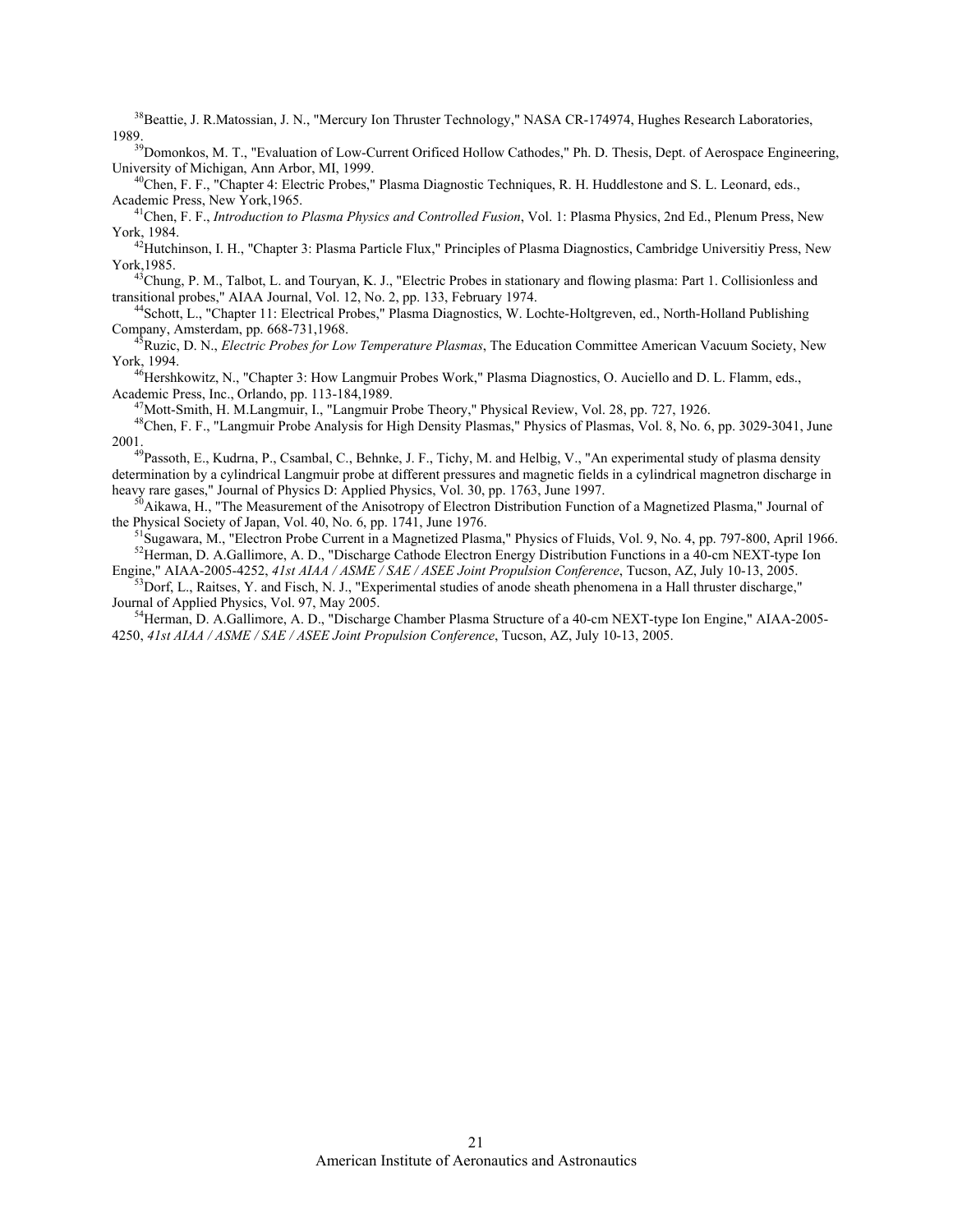[38]Beattie, J. R.Matossian, J. N., "Mercury Ion Thruster Technology," NASA CR-174974, Hughes Research Laboratories, 1989.

[39]Domonkos, M. T., "Evaluation of Low-Current Orificed Hollow Cathodes," Ph. D. Thesis, Dept. of Aerospace Engineering, University of Michigan, Ann Arbor, MI, 1999.

[40]Chen, F. F., "Chapter 4: Electric Probes," Plasma Diagnostic Techniques, R. H. Huddlestone and S. L. Leonard, eds., Academic Press, New York,1965.

[41]Chen, F. F., *Introduction to Plasma Physics and Controlled Fusion*, Vol. 1: Plasma Physics, 2nd Ed., Plenum Press, New York, 1984.

[42]Hutchinson, I. H., "Chapter 3: Plasma Particle Flux," Principles of Plasma Diagnostics, Cambridge Universitiy Press, New York,1985.

[43]Chung, P. M., Talbot, L. and Touryan, K. J., "Electric Probes in stationary and flowing plasma: Part 1. Collisionless and transitional probes," AIAA Journal, Vol. 12, No. 2, pp. 133, February 1974.

[44]Schott, L., "Chapter 11: Electrical Probes," Plasma Diagnostics, W. Lochte-Holtgreven, ed., North-Holland Publishing Company, Amsterdam, pp. 668-731,1968.

[45]Ruzic, D. N., *Electric Probes for Low Temperature Plasmas*, The Education Committee American Vacuum Society, New York, 1994.

[46]Hershkowitz, N., "Chapter 3: How Langmuir Probes Work," Plasma Diagnostics, O. Auciello and D. L. Flamm, eds., Academic Press, Inc., Orlando, pp. 113-184,1989.

[47]Mott-Smith, H. M.Langmuir, I., "Langmuir Probe Theory," Physical Review, Vol. 28, pp. 727, 1926.

[48]Chen, F. F., "Langmuir Probe Analysis for High Density Plasmas," Physics of Plasmas, Vol. 8, No. 6, pp. 3029-3041, June 2001.

[49]Passoth, E., Kudrna, P., Csambal, C., Behnke, J. F., Tichy, M. and Helbig, V., "An experimental study of plasma density determination by a cylindrical Langmuir probe at different pressures and magnetic fields in a cylindrical magnetron discharge in heavy rare gases," Journal of Physics D: Applied Physics, Vol. 30, pp. 1763, June 1997.

[50]Aikawa, H., "The Measurement of the Anisotropy of Electron Distribution Function of a Magnetized Plasma," Journal of the Physical Society of Japan, Vol. 40, No. 6, pp. 1741, June 1976.

[51]Sugawara, M., "Electron Probe Current in a Magnetized Plasma," Physics of Fluids, Vol. 9, No. 4, pp. 797-800, April 1966.

[52]Herman, D. A.Gallimore, A. D., "Discharge Cathode Electron Energy Distribution Functions in a 40-cm NEXT-type Ion Engine," AIAA-2005-4252, *41st AIAA / ASME / SAE / ASEE Joint Propulsion Conference*, Tucson, AZ, July 10-13, 2005.

[53]Dorf, L., Raitses, Y. and Fisch, N. J., "Experimental studies of anode sheath phenomena in a Hall thruster discharge," Journal of Applied Physics, Vol. 97, May 2005.

[54]Herman, D. A.Gallimore, A. D., "Discharge Chamber Plasma Structure of a 40-cm NEXT-type Ion Engine," AIAA-2005-4250, *41st AIAA / ASME / SAE / ASEE Joint Propulsion Conference*, Tucson, AZ, July 10-13, 2005.